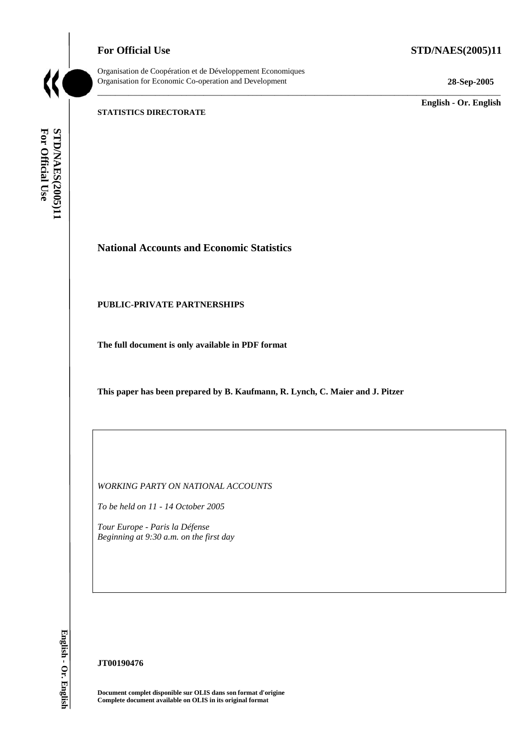**For Official Use** **STD/NAES(2005)11**

Organisation de Coopération et de Développement Economiques
Organisation for Economic Co-operation and Development

**28-Sep-2005**

**English - Or. English**

**STATISTICS DIRECTORATE**

# National Accounts and Economic Statistics

## PUBLIC-PRIVATE PARTNERSHIPS

**The full document is only available in PDF format**

**This paper has been prepared by B. Kaufmann, R. Lynch, C. Maier and J. Pitzer**

*WORKING PARTY ON NATIONAL ACCOUNTS*

*To be held on 11 - 14 October 2005*

*Tour Europe - Paris la Défense*
*Beginning at 9:30 a.m. on the first day*

**JT00190476**

**Document complet disponible sur OLIS dans son format d'origine**
**Complete document available on OLIS in its original format**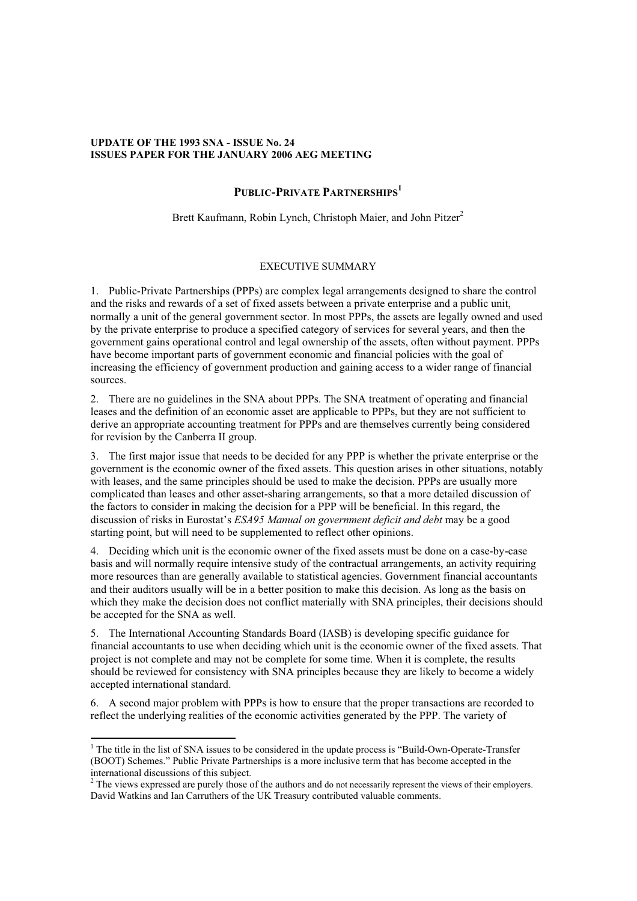**UPDATE OF THE 1993 SNA - ISSUE No. 24**
**ISSUES PAPER FOR THE JANUARY 2006 AEG MEETING**

# PUBLIC-PRIVATE PARTNERSHIPS[1]

Brett Kaufmann, Robin Lynch, Christoph Maier, and John Pitzer[2]

## EXECUTIVE SUMMARY

1. Public-Private Partnerships (PPPs) are complex legal arrangements designed to share the control and the risks and rewards of a set of fixed assets between a private enterprise and a public unit, normally a unit of the general government sector. In most PPPs, the assets are legally owned and used by the private enterprise to produce a specified category of services for several years, and then the government gains operational control and legal ownership of the assets, often without payment. PPPs have become important parts of government economic and financial policies with the goal of increasing the efficiency of government production and gaining access to a wider range of financial sources.

2. There are no guidelines in the SNA about PPPs. The SNA treatment of operating and financial leases and the definition of an economic asset are applicable to PPPs, but they are not sufficient to derive an appropriate accounting treatment for PPPs and are themselves currently being considered for revision by the Canberra II group.

3. The first major issue that needs to be decided for any PPP is whether the private enterprise or the government is the economic owner of the fixed assets. This question arises in other situations, notably with leases, and the same principles should be used to make the decision. PPPs are usually more complicated than leases and other asset-sharing arrangements, so that a more detailed discussion of the factors to consider in making the decision for a PPP will be beneficial. In this regard, the discussion of risks in Eurostat's *ESA95 Manual on government deficit and debt* may be a good starting point, but will need to be supplemented to reflect other opinions.

4. Deciding which unit is the economic owner of the fixed assets must be done on a case-by-case basis and will normally require intensive study of the contractual arrangements, an activity requiring more resources than are generally available to statistical agencies. Government financial accountants and their auditors usually will be in a better position to make this decision. As long as the basis on which they make the decision does not conflict materially with SNA principles, their decisions should be accepted for the SNA as well.

5. The International Accounting Standards Board (IASB) is developing specific guidance for financial accountants to use when deciding which unit is the economic owner of the fixed assets. That project is not complete and may not be complete for some time. When it is complete, the results should be reviewed for consistency with SNA principles because they are likely to become a widely accepted international standard.

6. A second major problem with PPPs is how to ensure that the proper transactions are recorded to reflect the underlying realities of the economic activities generated by the PPP. The variety of

---

[1] The title in the list of SNA issues to be considered in the update process is "Build-Own-Operate-Transfer (BOOT) Schemes." Public Private Partnerships is a more inclusive term that has become accepted in the international discussions of this subject.

[2] The views expressed are purely those of the authors and do not necessarily represent the views of their employers. David Watkins and Ian Carruthers of the UK Treasury contributed valuable comments.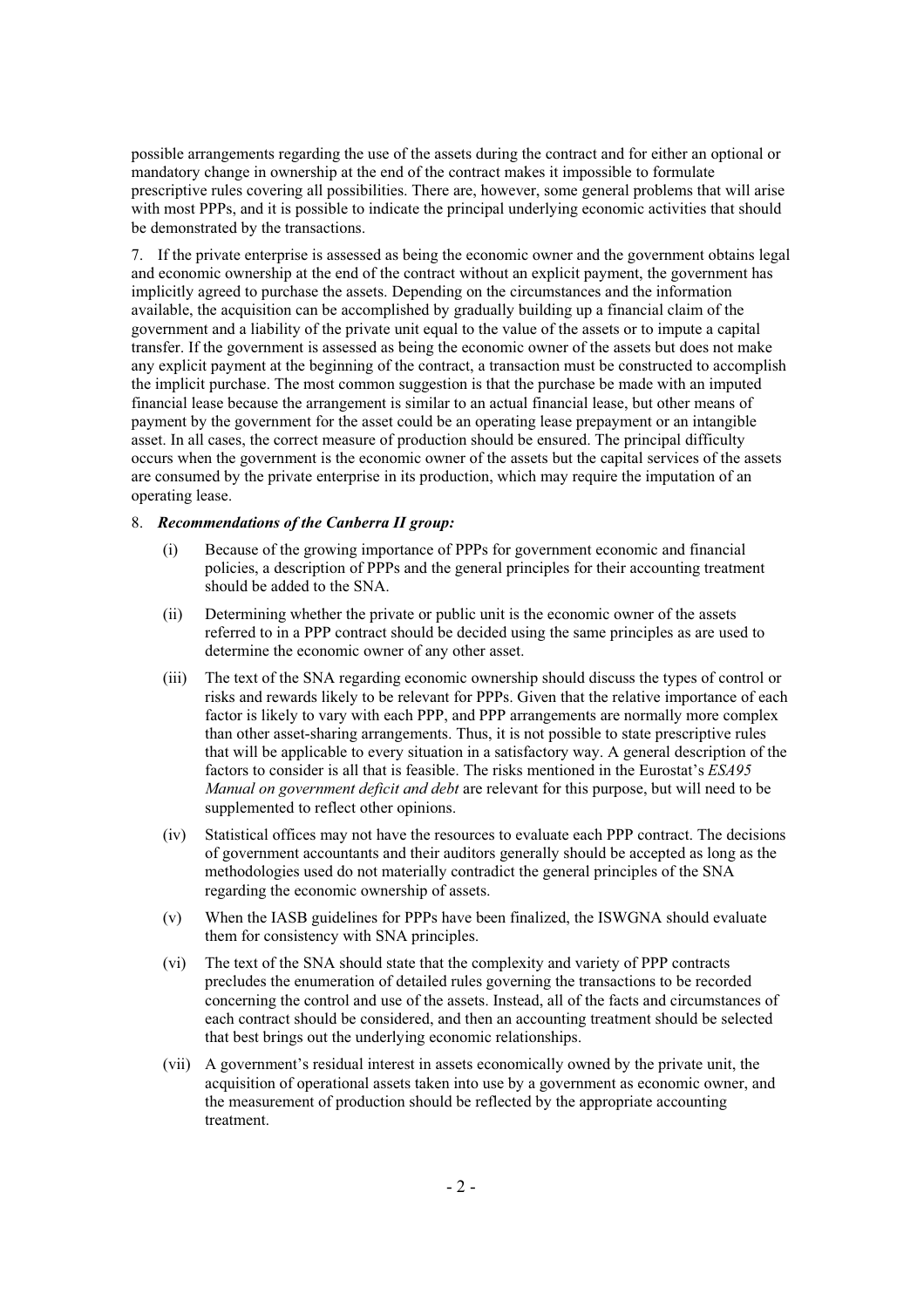possible arrangements regarding the use of the assets during the contract and for either an optional or mandatory change in ownership at the end of the contract makes it impossible to formulate prescriptive rules covering all possibilities. There are, however, some general problems that will arise with most PPPs, and it is possible to indicate the principal underlying economic activities that should be demonstrated by the transactions.

7. If the private enterprise is assessed as being the economic owner and the government obtains legal and economic ownership at the end of the contract without an explicit payment, the government has implicitly agreed to purchase the assets. Depending on the circumstances and the information available, the acquisition can be accomplished by gradually building up a financial claim of the government and a liability of the private unit equal to the value of the assets or to impute a capital transfer. If the government is assessed as being the economic owner of the assets but does not make any explicit payment at the beginning of the contract, a transaction must be constructed to accomplish the implicit purchase. The most common suggestion is that the purchase be made with an imputed financial lease because the arrangement is similar to an actual financial lease, but other means of payment by the government for the asset could be an operating lease prepayment or an intangible asset. In all cases, the correct measure of production should be ensured. The principal difficulty occurs when the government is the economic owner of the assets but the capital services of the assets are consumed by the private enterprise in its production, which may require the imputation of an operating lease.

8. ***Recommendations of the Canberra II group:***

(i) Because of the growing importance of PPPs for government economic and financial policies, a description of PPPs and the general principles for their accounting treatment should be added to the SNA.

(ii) Determining whether the private or public unit is the economic owner of the assets referred to in a PPP contract should be decided using the same principles as are used to determine the economic owner of any other asset.

(iii) The text of the SNA regarding economic ownership should discuss the types of control or risks and rewards likely to be relevant for PPPs. Given that the relative importance of each factor is likely to vary with each PPP, and PPP arrangements are normally more complex than other asset-sharing arrangements. Thus, it is not possible to state prescriptive rules that will be applicable to every situation in a satisfactory way. A general description of the factors to consider is all that is feasible. The risks mentioned in the Eurostat's *ESA95 Manual on government deficit and debt* are relevant for this purpose, but will need to be supplemented to reflect other opinions.

(iv) Statistical offices may not have the resources to evaluate each PPP contract. The decisions of government accountants and their auditors generally should be accepted as long as the methodologies used do not materially contradict the general principles of the SNA regarding the economic ownership of assets.

(v) When the IASB guidelines for PPPs have been finalized, the ISWGNA should evaluate them for consistency with SNA principles.

(vi) The text of the SNA should state that the complexity and variety of PPP contracts precludes the enumeration of detailed rules governing the transactions to be recorded concerning the control and use of the assets. Instead, all of the facts and circumstances of each contract should be considered, and then an accounting treatment should be selected that best brings out the underlying economic relationships.

(vii) A government's residual interest in assets economically owned by the private unit, the acquisition of operational assets taken into use by a government as economic owner, and the measurement of production should be reflected by the appropriate accounting treatment.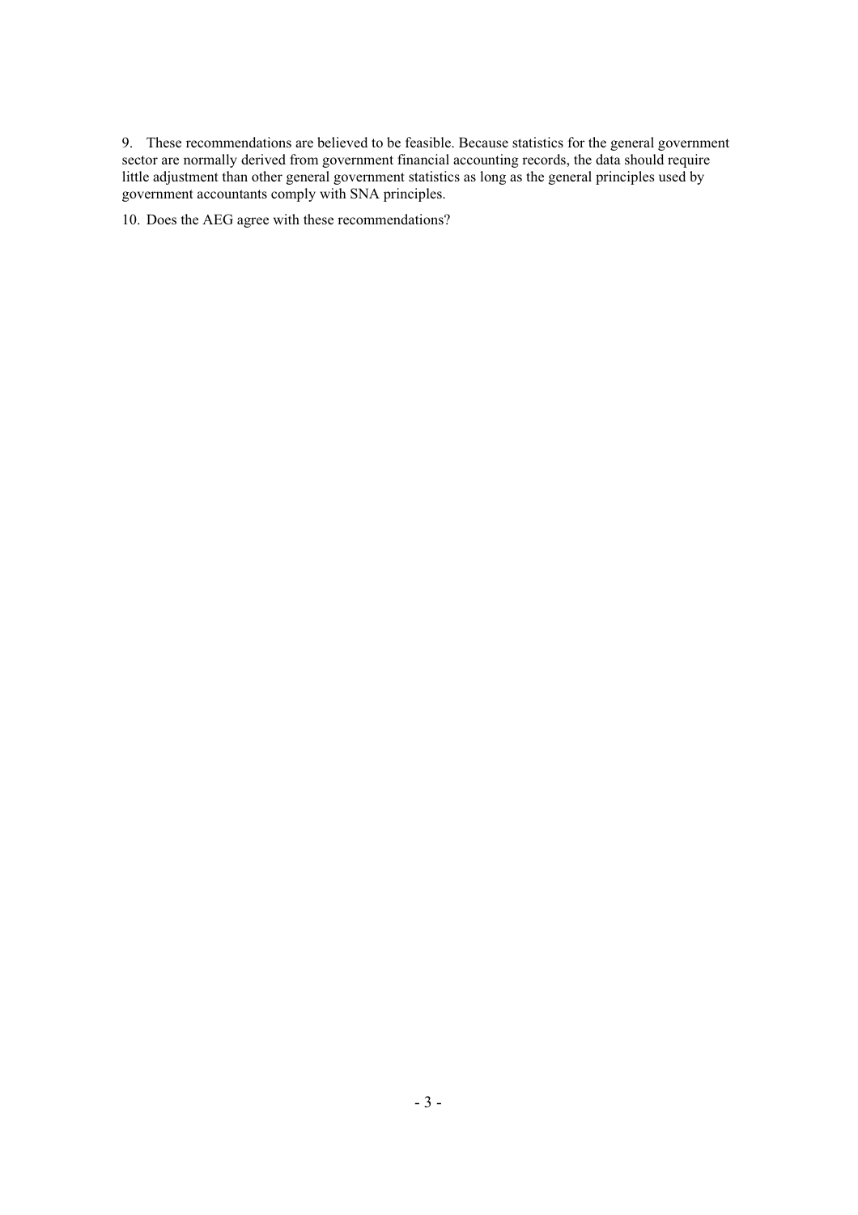9. These recommendations are believed to be feasible. Because statistics for the general government sector are normally derived from government financial accounting records, the data should require little adjustment than other general government statistics as long as the general principles used by government accountants comply with SNA principles.

10. Does the AEG agree with these recommendations?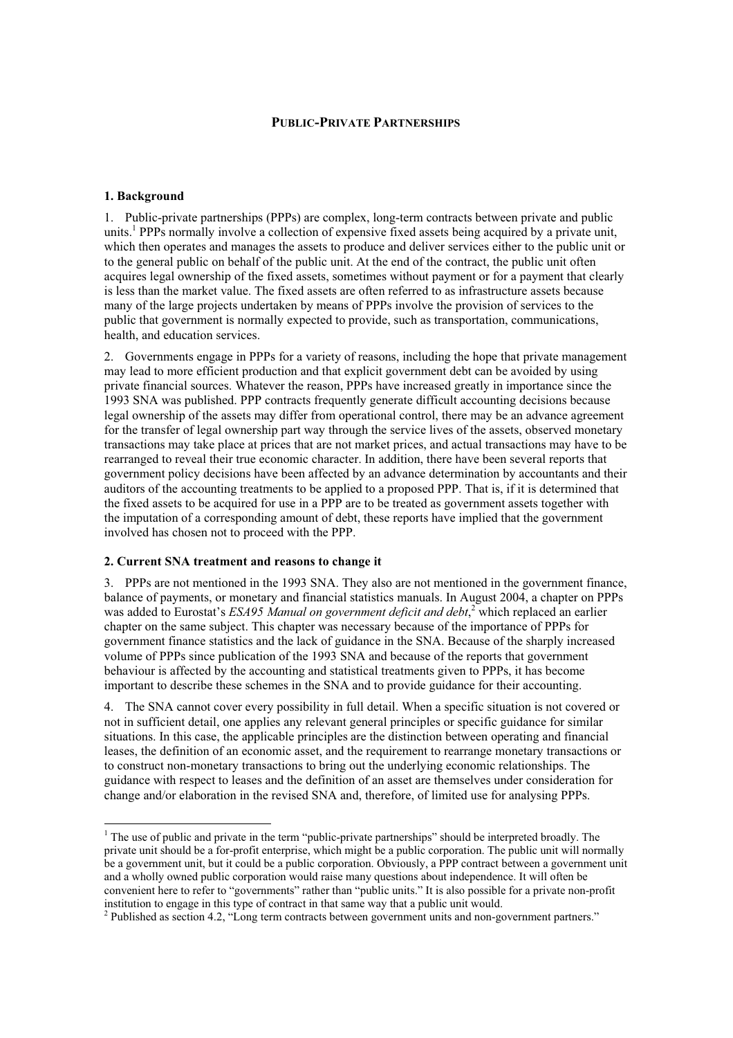# PUBLIC-PRIVATE PARTNERSHIPS

## 1. Background

1. Public-private partnerships (PPPs) are complex, long-term contracts between private and public units.[1] PPPs normally involve a collection of expensive fixed assets being acquired by a private unit, which then operates and manages the assets to produce and deliver services either to the public unit or to the general public on behalf of the public unit. At the end of the contract, the public unit often acquires legal ownership of the fixed assets, sometimes without payment or for a payment that clearly is less than the market value. The fixed assets are often referred to as infrastructure assets because many of the large projects undertaken by means of PPPs involve the provision of services to the public that government is normally expected to provide, such as transportation, communications, health, and education services.

2. Governments engage in PPPs for a variety of reasons, including the hope that private management may lead to more efficient production and that explicit government debt can be avoided by using private financial sources. Whatever the reason, PPPs have increased greatly in importance since the 1993 SNA was published. PPP contracts frequently generate difficult accounting decisions because legal ownership of the assets may differ from operational control, there may be an advance agreement for the transfer of legal ownership part way through the service lives of the assets, observed monetary transactions may take place at prices that are not market prices, and actual transactions may have to be rearranged to reveal their true economic character. In addition, there have been several reports that government policy decisions have been affected by an advance determination by accountants and their auditors of the accounting treatments to be applied to a proposed PPP. That is, if it is determined that the fixed assets to be acquired for use in a PPP are to be treated as government assets together with the imputation of a corresponding amount of debt, these reports have implied that the government involved has chosen not to proceed with the PPP.

## 2. Current SNA treatment and reasons to change it

3. PPPs are not mentioned in the 1993 SNA. They also are not mentioned in the government finance, balance of payments, or monetary and financial statistics manuals. In August 2004, a chapter on PPPs was added to Eurostat's *ESA95 Manual on government deficit and debt*,[2] which replaced an earlier chapter on the same subject. This chapter was necessary because of the importance of PPPs for government finance statistics and the lack of guidance in the SNA. Because of the sharply increased volume of PPPs since publication of the 1993 SNA and because of the reports that government behaviour is affected by the accounting and statistical treatments given to PPPs, it has become important to describe these schemes in the SNA and to provide guidance for their accounting.

4. The SNA cannot cover every possibility in full detail. When a specific situation is not covered or not in sufficient detail, one applies any relevant general principles or specific guidance for similar situations. In this case, the applicable principles are the distinction between operating and financial leases, the definition of an economic asset, and the requirement to rearrange monetary transactions or to construct non-monetary transactions to bring out the underlying economic relationships. The guidance with respect to leases and the definition of an asset are themselves under consideration for change and/or elaboration in the revised SNA and, therefore, of limited use for analysing PPPs.

---

[1] The use of public and private in the term "public-private partnerships" should be interpreted broadly. The private unit should be a for-profit enterprise, which might be a public corporation. The public unit will normally be a government unit, but it could be a public corporation. Obviously, a PPP contract between a government unit and a wholly owned public corporation would raise many questions about independence. It will often be convenient here to refer to "governments" rather than "public units." It is also possible for a private non-profit institution to engage in this type of contract in that same way that a public unit would.

[2] Published as section 4.2, "Long term contracts between government units and non-government partners."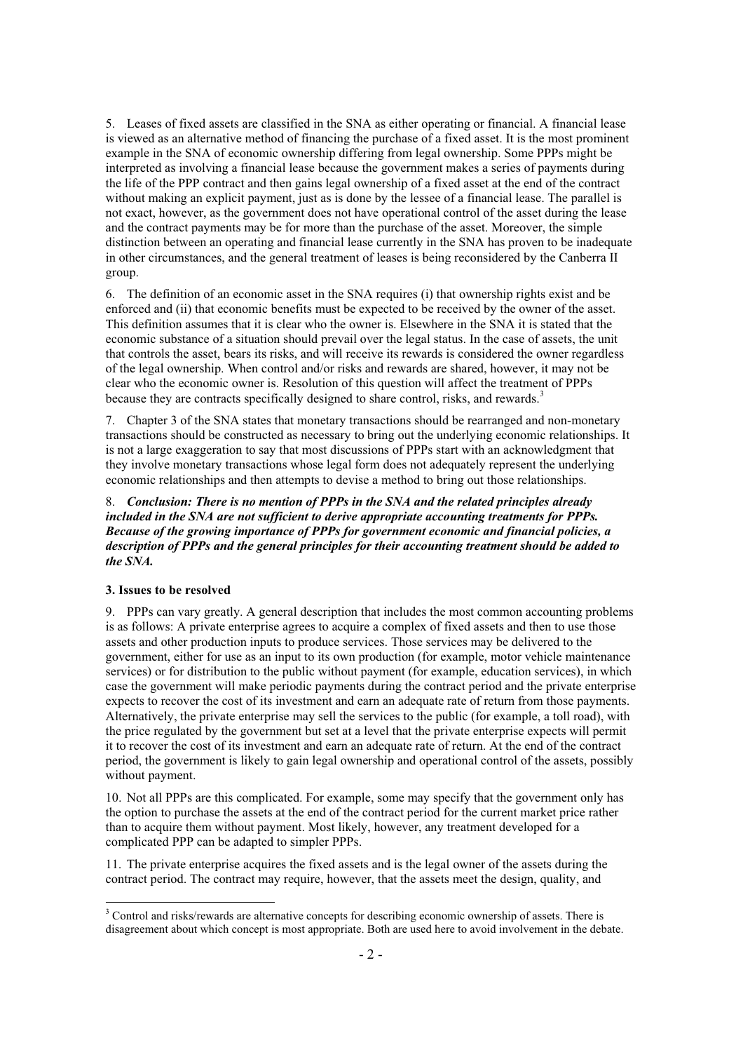5. Leases of fixed assets are classified in the SNA as either operating or financial. A financial lease is viewed as an alternative method of financing the purchase of a fixed asset. It is the most prominent example in the SNA of economic ownership differing from legal ownership. Some PPPs might be interpreted as involving a financial lease because the government makes a series of payments during the life of the PPP contract and then gains legal ownership of a fixed asset at the end of the contract without making an explicit payment, just as is done by the lessee of a financial lease. The parallel is not exact, however, as the government does not have operational control of the asset during the lease and the contract payments may be for more than the purchase of the asset. Moreover, the simple distinction between an operating and financial lease currently in the SNA has proven to be inadequate in other circumstances, and the general treatment of leases is being reconsidered by the Canberra II group.

6. The definition of an economic asset in the SNA requires (i) that ownership rights exist and be enforced and (ii) that economic benefits must be expected to be received by the owner of the asset. This definition assumes that it is clear who the owner is. Elsewhere in the SNA it is stated that the economic substance of a situation should prevail over the legal status. In the case of assets, the unit that controls the asset, bears its risks, and will receive its rewards is considered the owner regardless of the legal ownership. When control and/or risks and rewards are shared, however, it may not be clear who the economic owner is. Resolution of this question will affect the treatment of PPPs because they are contracts specifically designed to share control, risks, and rewards.[3]

7. Chapter 3 of the SNA states that monetary transactions should be rearranged and non-monetary transactions should be constructed as necessary to bring out the underlying economic relationships. It is not a large exaggeration to say that most discussions of PPPs start with an acknowledgment that they involve monetary transactions whose legal form does not adequately represent the underlying economic relationships and then attempts to devise a method to bring out those relationships.

8. ***Conclusion: There is no mention of PPPs in the SNA and the related principles already included in the SNA are not sufficient to derive appropriate accounting treatments for PPPs. Because of the growing importance of PPPs for government economic and financial policies, a description of PPPs and the general principles for their accounting treatment should be added to the SNA.***

### 3. Issues to be resolved

9. PPPs can vary greatly. A general description that includes the most common accounting problems is as follows: A private enterprise agrees to acquire a complex of fixed assets and then to use those assets and other production inputs to produce services. Those services may be delivered to the government, either for use as an input to its own production (for example, motor vehicle maintenance services) or for distribution to the public without payment (for example, education services), in which case the government will make periodic payments during the contract period and the private enterprise expects to recover the cost of its investment and earn an adequate rate of return from those payments. Alternatively, the private enterprise may sell the services to the public (for example, a toll road), with the price regulated by the government but set at a level that the private enterprise expects will permit it to recover the cost of its investment and earn an adequate rate of return. At the end of the contract period, the government is likely to gain legal ownership and operational control of the assets, possibly without payment.

10. Not all PPPs are this complicated. For example, some may specify that the government only has the option to purchase the assets at the end of the contract period for the current market price rather than to acquire them without payment. Most likely, however, any treatment developed for a complicated PPP can be adapted to simpler PPPs.

11. The private enterprise acquires the fixed assets and is the legal owner of the assets during the contract period. The contract may require, however, that the assets meet the design, quality, and

---

[3] Control and risks/rewards are alternative concepts for describing economic ownership of assets. There is disagreement about which concept is most appropriate. Both are used here to avoid involvement in the debate.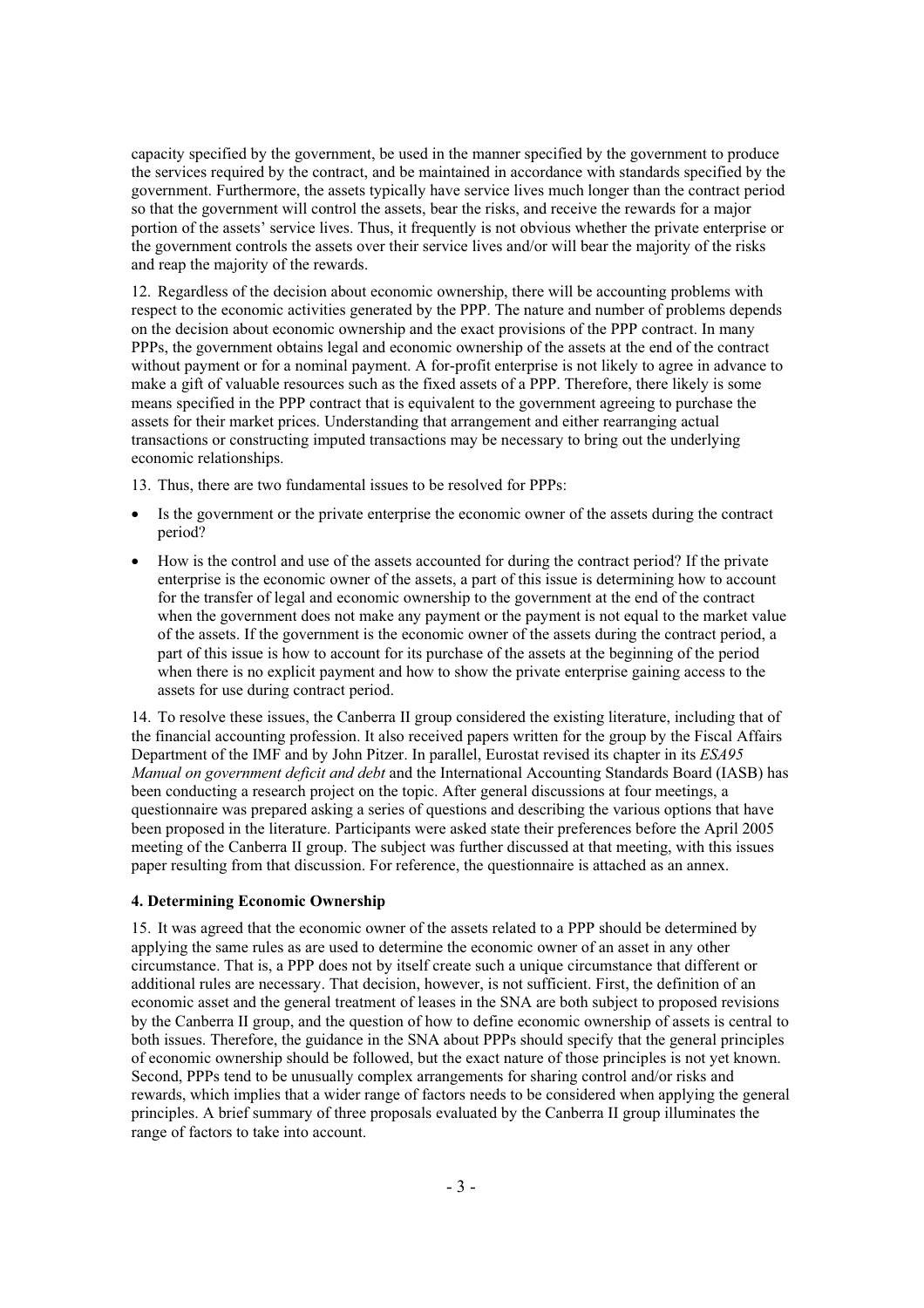capacity specified by the government, be used in the manner specified by the government to produce the services required by the contract, and be maintained in accordance with standards specified by the government. Furthermore, the assets typically have service lives much longer than the contract period so that the government will control the assets, bear the risks, and receive the rewards for a major portion of the assets' service lives. Thus, it frequently is not obvious whether the private enterprise or the government controls the assets over their service lives and/or will bear the majority of the risks and reap the majority of the rewards.

12. Regardless of the decision about economic ownership, there will be accounting problems with respect to the economic activities generated by the PPP. The nature and number of problems depends on the decision about economic ownership and the exact provisions of the PPP contract. In many PPPs, the government obtains legal and economic ownership of the assets at the end of the contract without payment or for a nominal payment. A for-profit enterprise is not likely to agree in advance to make a gift of valuable resources such as the fixed assets of a PPP. Therefore, there likely is some means specified in the PPP contract that is equivalent to the government agreeing to purchase the assets for their market prices. Understanding that arrangement and either rearranging actual transactions or constructing imputed transactions may be necessary to bring out the underlying economic relationships.

13. Thus, there are two fundamental issues to be resolved for PPPs:

- Is the government or the private enterprise the economic owner of the assets during the contract period?
- How is the control and use of the assets accounted for during the contract period? If the private enterprise is the economic owner of the assets, a part of this issue is determining how to account for the transfer of legal and economic ownership to the government at the end of the contract when the government does not make any payment or the payment is not equal to the market value of the assets. If the government is the economic owner of the assets during the contract period, a part of this issue is how to account for its purchase of the assets at the beginning of the period when there is no explicit payment and how to show the private enterprise gaining access to the assets for use during contract period.

14. To resolve these issues, the Canberra II group considered the existing literature, including that of the financial accounting profession. It also received papers written for the group by the Fiscal Affairs Department of the IMF and by John Pitzer. In parallel, Eurostat revised its chapter in its *ESA95 Manual on government deficit and debt* and the International Accounting Standards Board (IASB) has been conducting a research project on the topic. After general discussions at four meetings, a questionnaire was prepared asking a series of questions and describing the various options that have been proposed in the literature. Participants were asked state their preferences before the April 2005 meeting of the Canberra II group. The subject was further discussed at that meeting, with this issues paper resulting from that discussion. For reference, the questionnaire is attached as an annex.

## 4. Determining Economic Ownership

15. It was agreed that the economic owner of the assets related to a PPP should be determined by applying the same rules as are used to determine the economic owner of an asset in any other circumstance. That is, a PPP does not by itself create such a unique circumstance that different or additional rules are necessary. That decision, however, is not sufficient. First, the definition of an economic asset and the general treatment of leases in the SNA are both subject to proposed revisions by the Canberra II group, and the question of how to define economic ownership of assets is central to both issues. Therefore, the guidance in the SNA about PPPs should specify that the general principles of economic ownership should be followed, but the exact nature of those principles is not yet known. Second, PPPs tend to be unusually complex arrangements for sharing control and/or risks and rewards, which implies that a wider range of factors needs to be considered when applying the general principles. A brief summary of three proposals evaluated by the Canberra II group illuminates the range of factors to take into account.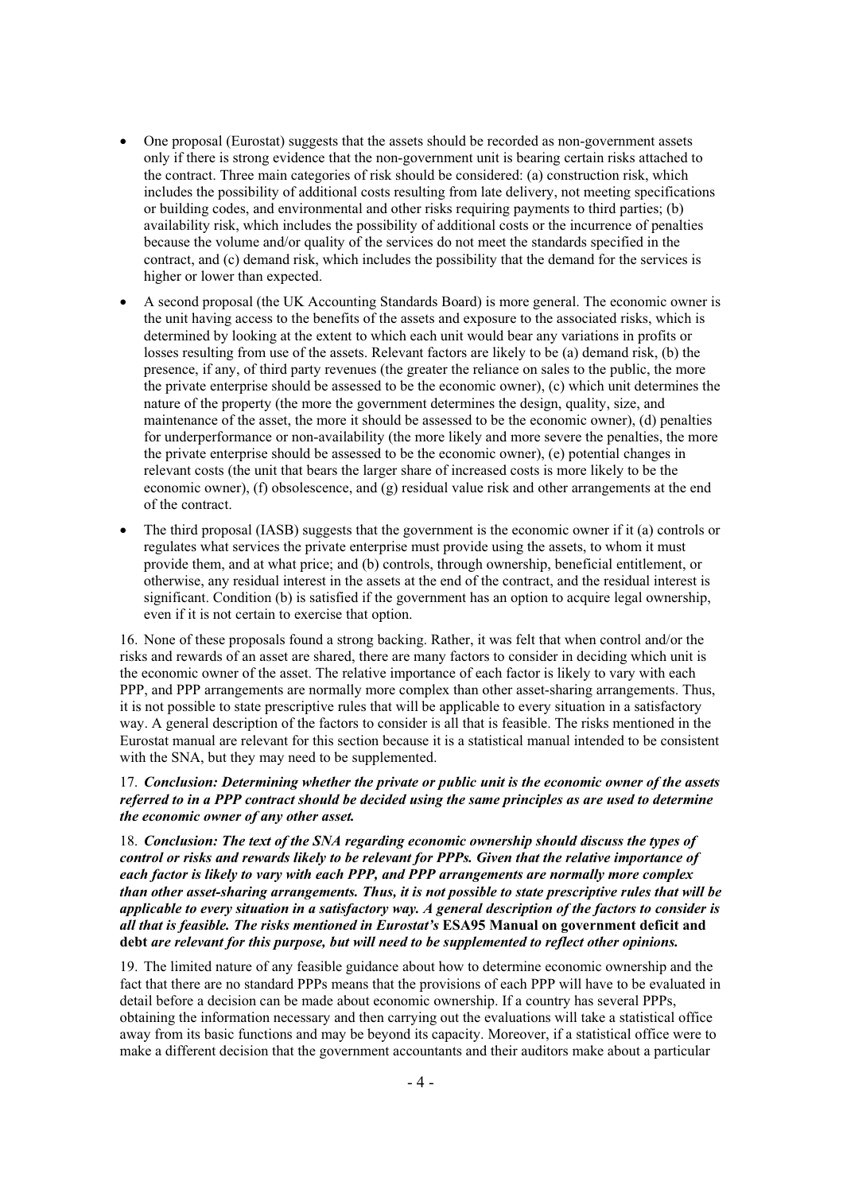- One proposal (Eurostat) suggests that the assets should be recorded as non-government assets only if there is strong evidence that the non-government unit is bearing certain risks attached to the contract. Three main categories of risk should be considered: (a) construction risk, which includes the possibility of additional costs resulting from late delivery, not meeting specifications or building codes, and environmental and other risks requiring payments to third parties; (b) availability risk, which includes the possibility of additional costs or the incurrence of penalties because the volume and/or quality of the services do not meet the standards specified in the contract, and (c) demand risk, which includes the possibility that the demand for the services is higher or lower than expected.
- A second proposal (the UK Accounting Standards Board) is more general. The economic owner is the unit having access to the benefits of the assets and exposure to the associated risks, which is determined by looking at the extent to which each unit would bear any variations in profits or losses resulting from use of the assets. Relevant factors are likely to be (a) demand risk, (b) the presence, if any, of third party revenues (the greater the reliance on sales to the public, the more the private enterprise should be assessed to be the economic owner), (c) which unit determines the nature of the property (the more the government determines the design, quality, size, and maintenance of the asset, the more it should be assessed to be the economic owner), (d) penalties for underperformance or non-availability (the more likely and more severe the penalties, the more the private enterprise should be assessed to be the economic owner), (e) potential changes in relevant costs (the unit that bears the larger share of increased costs is more likely to be the economic owner), (f) obsolescence, and (g) residual value risk and other arrangements at the end of the contract.
- The third proposal (IASB) suggests that the government is the economic owner if it (a) controls or regulates what services the private enterprise must provide using the assets, to whom it must provide them, and at what price; and (b) controls, through ownership, beneficial entitlement, or otherwise, any residual interest in the assets at the end of the contract, and the residual interest is significant. Condition (b) is satisfied if the government has an option to acquire legal ownership, even if it is not certain to exercise that option.

16. None of these proposals found a strong backing. Rather, it was felt that when control and/or the risks and rewards of an asset are shared, there are many factors to consider in deciding which unit is the economic owner of the asset. The relative importance of each factor is likely to vary with each PPP, and PPP arrangements are normally more complex than other asset-sharing arrangements. Thus, it is not possible to state prescriptive rules that will be applicable to every situation in a satisfactory way. A general description of the factors to consider is all that is feasible. The risks mentioned in the Eurostat manual are relevant for this section because it is a statistical manual intended to be consistent with the SNA, but they may need to be supplemented.

17. ***Conclusion: Determining whether the private or public unit is the economic owner of the assets referred to in a PPP contract should be decided using the same principles as are used to determine the economic owner of any other asset.***

18. ***Conclusion: The text of the SNA regarding economic ownership should discuss the types of control or risks and rewards likely to be relevant for PPPs. Given that the relative importance of each factor is likely to vary with each PPP, and PPP arrangements are normally more complex than other asset-sharing arrangements. Thus, it is not possible to state prescriptive rules that will be applicable to every situation in a satisfactory way. A general description of the factors to consider is all that is feasible. The risks mentioned in Eurostat's*** **ESA95 Manual on government deficit and debt** ***are relevant for this purpose, but will need to be supplemented to reflect other opinions.***

19. The limited nature of any feasible guidance about how to determine economic ownership and the fact that there are no standard PPPs means that the provisions of each PPP will have to be evaluated in detail before a decision can be made about economic ownership. If a country has several PPPs, obtaining the information necessary and then carrying out the evaluations will take a statistical office away from its basic functions and may be beyond its capacity. Moreover, if a statistical office were to make a different decision that the government accountants and their auditors make about a particular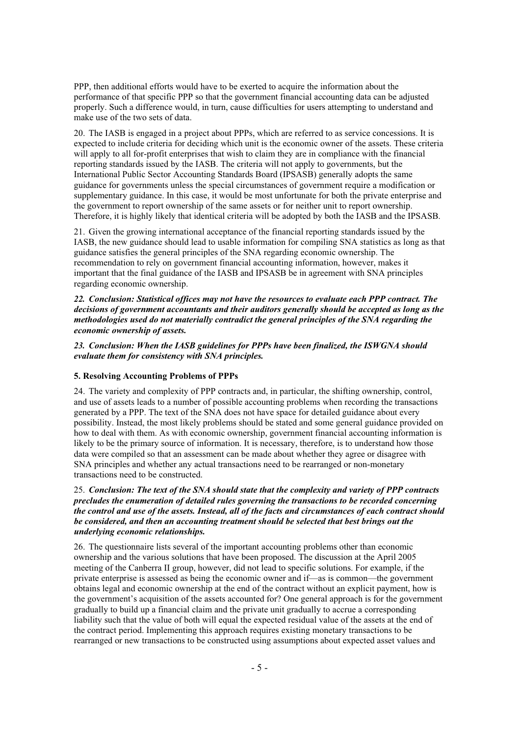PPP, then additional efforts would have to be exerted to acquire the information about the performance of that specific PPP so that the government financial accounting data can be adjusted properly. Such a difference would, in turn, cause difficulties for users attempting to understand and make use of the two sets of data.

20. The IASB is engaged in a project about PPPs, which are referred to as service concessions. It is expected to include criteria for deciding which unit is the economic owner of the assets. These criteria will apply to all for-profit enterprises that wish to claim they are in compliance with the financial reporting standards issued by the IASB. The criteria will not apply to governments, but the International Public Sector Accounting Standards Board (IPSASB) generally adopts the same guidance for governments unless the special circumstances of government require a modification or supplementary guidance. In this case, it would be most unfortunate for both the private enterprise and the government to report ownership of the same assets or for neither unit to report ownership. Therefore, it is highly likely that identical criteria will be adopted by both the IASB and the IPSASB.

21. Given the growing international acceptance of the financial reporting standards issued by the IASB, the new guidance should lead to usable information for compiling SNA statistics as long as that guidance satisfies the general principles of the SNA regarding economic ownership. The recommendation to rely on government financial accounting information, however, makes it important that the final guidance of the IASB and IPSASB be in agreement with SNA principles regarding economic ownership.

***22. Conclusion: Statistical offices may not have the resources to evaluate each PPP contract. The decisions of government accountants and their auditors generally should be accepted as long as the methodologies used do not materially contradict the general principles of the SNA regarding the economic ownership of assets.***

***23. Conclusion: When the IASB guidelines for PPPs have been finalized, the ISWGNA should evaluate them for consistency with SNA principles.***

### 5. Resolving Accounting Problems of PPPs

24. The variety and complexity of PPP contracts and, in particular, the shifting ownership, control, and use of assets leads to a number of possible accounting problems when recording the transactions generated by a PPP. The text of the SNA does not have space for detailed guidance about every possibility. Instead, the most likely problems should be stated and some general guidance provided on how to deal with them. As with economic ownership, government financial accounting information is likely to be the primary source of information. It is necessary, therefore, is to understand how those data were compiled so that an assessment can be made about whether they agree or disagree with SNA principles and whether any actual transactions need to be rearranged or non-monetary transactions need to be constructed.

25. ***Conclusion: The text of the SNA should state that the complexity and variety of PPP contracts precludes the enumeration of detailed rules governing the transactions to be recorded concerning the control and use of the assets. Instead, all of the facts and circumstances of each contract should be considered, and then an accounting treatment should be selected that best brings out the underlying economic relationships.***

26. The questionnaire lists several of the important accounting problems other than economic ownership and the various solutions that have been proposed. The discussion at the April 2005 meeting of the Canberra II group, however, did not lead to specific solutions. For example, if the private enterprise is assessed as being the economic owner and if—as is common—the government obtains legal and economic ownership at the end of the contract without an explicit payment, how is the government's acquisition of the assets accounted for? One general approach is for the government gradually to build up a financial claim and the private unit gradually to accrue a corresponding liability such that the value of both will equal the expected residual value of the assets at the end of the contract period. Implementing this approach requires existing monetary transactions to be rearranged or new transactions to be constructed using assumptions about expected asset values and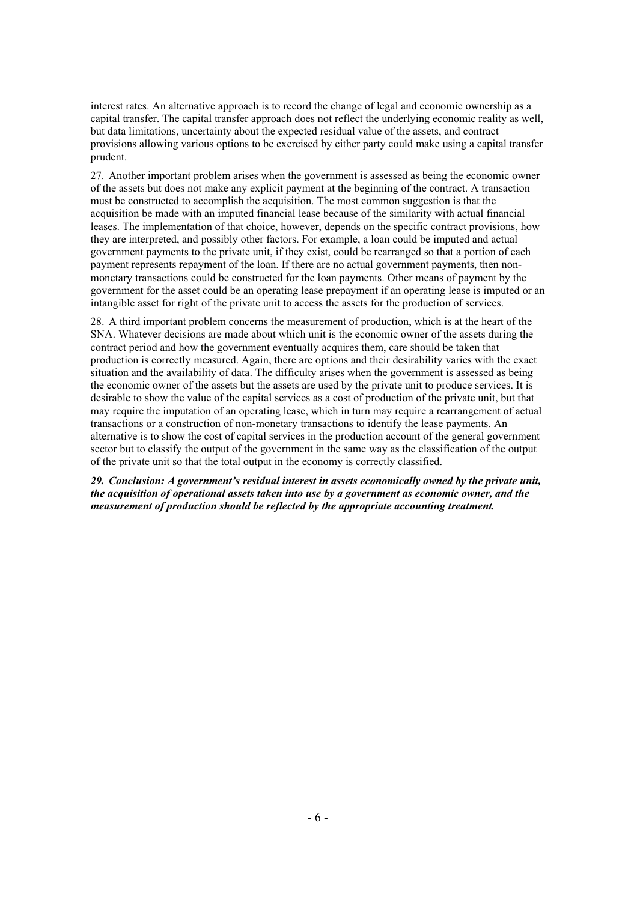interest rates. An alternative approach is to record the change of legal and economic ownership as a capital transfer. The capital transfer approach does not reflect the underlying economic reality as well, but data limitations, uncertainty about the expected residual value of the assets, and contract provisions allowing various options to be exercised by either party could make using a capital transfer prudent.

27. Another important problem arises when the government is assessed as being the economic owner of the assets but does not make any explicit payment at the beginning of the contract. A transaction must be constructed to accomplish the acquisition. The most common suggestion is that the acquisition be made with an imputed financial lease because of the similarity with actual financial leases. The implementation of that choice, however, depends on the specific contract provisions, how they are interpreted, and possibly other factors. For example, a loan could be imputed and actual government payments to the private unit, if they exist, could be rearranged so that a portion of each payment represents repayment of the loan. If there are no actual government payments, then non-monetary transactions could be constructed for the loan payments. Other means of payment by the government for the asset could be an operating lease prepayment if an operating lease is imputed or an intangible asset for right of the private unit to access the assets for the production of services.

28. A third important problem concerns the measurement of production, which is at the heart of the SNA. Whatever decisions are made about which unit is the economic owner of the assets during the contract period and how the government eventually acquires them, care should be taken that production is correctly measured. Again, there are options and their desirability varies with the exact situation and the availability of data. The difficulty arises when the government is assessed as being the economic owner of the assets but the assets are used by the private unit to produce services. It is desirable to show the value of the capital services as a cost of production of the private unit, but that may require the imputation of an operating lease, which in turn may require a rearrangement of actual transactions or a construction of non-monetary transactions to identify the lease payments. An alternative is to show the cost of capital services in the production account of the general government sector but to classify the output of the government in the same way as the classification of the output of the private unit so that the total output in the economy is correctly classified.

***29. Conclusion: A government's residual interest in assets economically owned by the private unit, the acquisition of operational assets taken into use by a government as economic owner, and the measurement of production should be reflected by the appropriate accounting treatment.***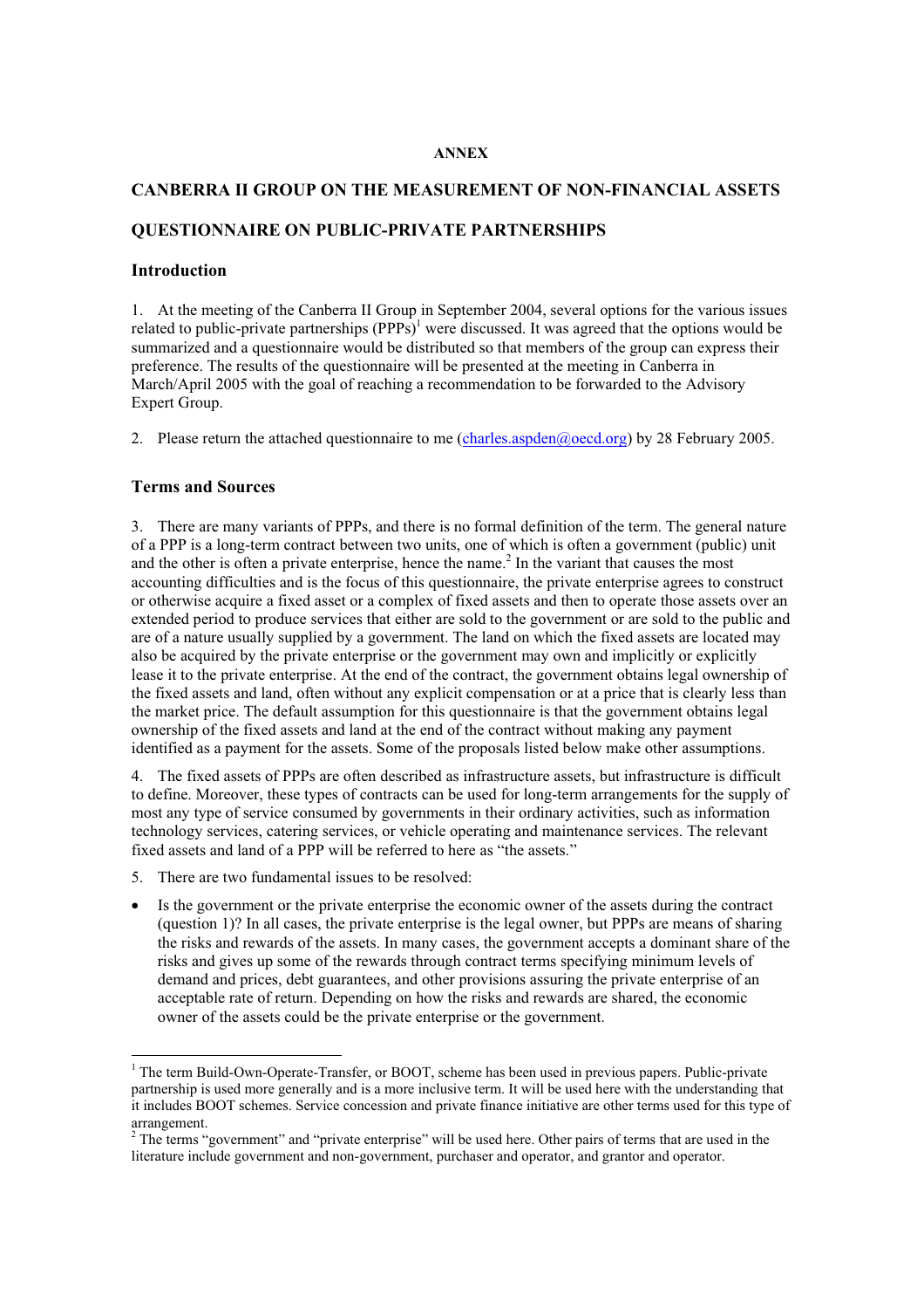**ANNEX**

# CANBERRA II GROUP ON THE MEASUREMENT OF NON-FINANCIAL ASSETS

# QUESTIONNAIRE ON PUBLIC-PRIVATE PARTNERSHIPS

## Introduction

1. At the meeting of the Canberra II Group in September 2004, several options for the various issues related to public-private partnerships (PPPs)[1] were discussed. It was agreed that the options would be summarized and a questionnaire would be distributed so that members of the group can express their preference. The results of the questionnaire will be presented at the meeting in Canberra in March/April 2005 with the goal of reaching a recommendation to be forwarded to the Advisory Expert Group.

2. Please return the attached questionnaire to me (charles.aspden@oecd.org) by 28 February 2005.

## Terms and Sources

3. There are many variants of PPPs, and there is no formal definition of the term. The general nature of a PPP is a long-term contract between two units, one of which is often a government (public) unit and the other is often a private enterprise, hence the name.[2] In the variant that causes the most accounting difficulties and is the focus of this questionnaire, the private enterprise agrees to construct or otherwise acquire a fixed asset or a complex of fixed assets and then to operate those assets over an extended period to produce services that either are sold to the government or are sold to the public and are of a nature usually supplied by a government. The land on which the fixed assets are located may also be acquired by the private enterprise or the government may own and implicitly or explicitly lease it to the private enterprise. At the end of the contract, the government obtains legal ownership of the fixed assets and land, often without any explicit compensation or at a price that is clearly less than the market price. The default assumption for this questionnaire is that the government obtains legal ownership of the fixed assets and land at the end of the contract without making any payment identified as a payment for the assets. Some of the proposals listed below make other assumptions.

4. The fixed assets of PPPs are often described as infrastructure assets, but infrastructure is difficult to define. Moreover, these types of contracts can be used for long-term arrangements for the supply of most any type of service consumed by governments in their ordinary activities, such as information technology services, catering services, or vehicle operating and maintenance services. The relevant fixed assets and land of a PPP will be referred to here as "the assets."

5. There are two fundamental issues to be resolved:

- Is the government or the private enterprise the economic owner of the assets during the contract (question 1)? In all cases, the private enterprise is the legal owner, but PPPs are means of sharing the risks and rewards of the assets. In many cases, the government accepts a dominant share of the risks and gives up some of the rewards through contract terms specifying minimum levels of demand and prices, debt guarantees, and other provisions assuring the private enterprise of an acceptable rate of return. Depending on how the risks and rewards are shared, the economic owner of the assets could be the private enterprise or the government.

---

[1] The term Build-Own-Operate-Transfer, or BOOT, scheme has been used in previous papers. Public-private partnership is used more generally and is a more inclusive term. It will be used here with the understanding that it includes BOOT schemes. Service concession and private finance initiative are other terms used for this type of arrangement.

[2] The terms "government" and "private enterprise" will be used here. Other pairs of terms that are used in the literature include government and non-government, purchaser and operator, and grantor and operator.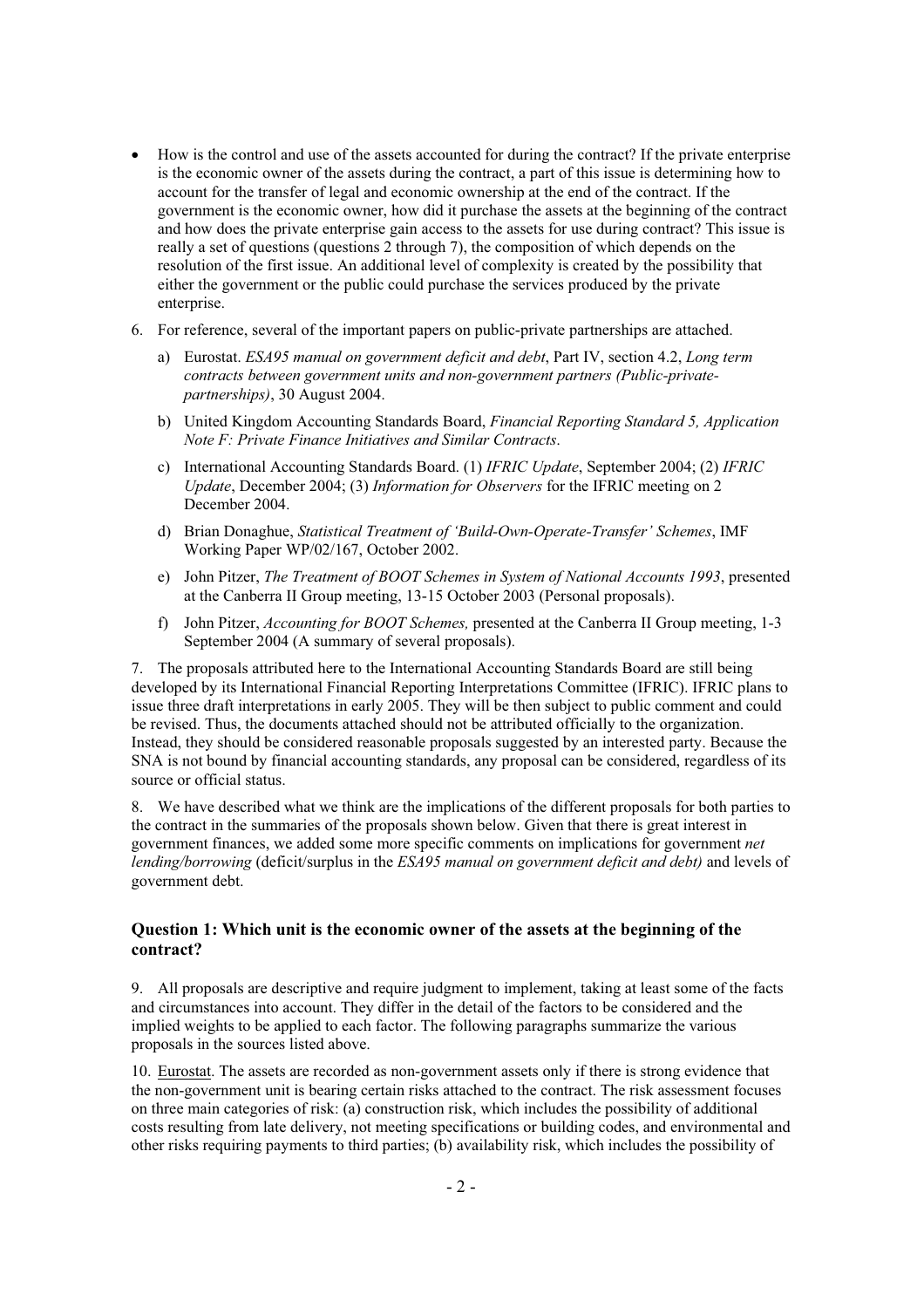- How is the control and use of the assets accounted for during the contract? If the private enterprise is the economic owner of the assets during the contract, a part of this issue is determining how to account for the transfer of legal and economic ownership at the end of the contract. If the government is the economic owner, how did it purchase the assets at the beginning of the contract and how does the private enterprise gain access to the assets for use during contract? This issue is really a set of questions (questions 2 through 7), the composition of which depends on the resolution of the first issue. An additional level of complexity is created by the possibility that either the government or the public could purchase the services produced by the private enterprise.

6. For reference, several of the important papers on public-private partnerships are attached.

   a) Eurostat. *ESA95 manual on government deficit and debt*, Part IV, section 4.2, *Long term contracts between government units and non-government partners (Public-private-partnerships)*, 30 August 2004.

   b) United Kingdom Accounting Standards Board, *Financial Reporting Standard 5, Application Note F: Private Finance Initiatives and Similar Contracts*.

   c) International Accounting Standards Board. (1) *IFRIC Update*, September 2004; (2) *IFRIC Update*, December 2004; (3) *Information for Observers* for the IFRIC meeting on 2 December 2004.

   d) Brian Donaghue, *Statistical Treatment of 'Build-Own-Operate-Transfer' Schemes*, IMF Working Paper WP/02/167, October 2002.

   e) John Pitzer, *The Treatment of BOOT Schemes in System of National Accounts 1993*, presented at the Canberra II Group meeting, 13-15 October 2003 (Personal proposals).

   f) John Pitzer, *Accounting for BOOT Schemes,* presented at the Canberra II Group meeting, 1-3 September 2004 (A summary of several proposals).

7. The proposals attributed here to the International Accounting Standards Board are still being developed by its International Financial Reporting Interpretations Committee (IFRIC). IFRIC plans to issue three draft interpretations in early 2005. They will be then subject to public comment and could be revised. Thus, the documents attached should not be attributed officially to the organization. Instead, they should be considered reasonable proposals suggested by an interested party. Because the SNA is not bound by financial accounting standards, any proposal can be considered, regardless of its source or official status.

8. We have described what we think are the implications of the different proposals for both parties to the contract in the summaries of the proposals shown below. Given that there is great interest in government finances, we added some more specific comments on implications for government *net lending/borrowing* (deficit/surplus in the *ESA95 manual on government deficit and debt)* and levels of government debt.

### Question 1: Which unit is the economic owner of the assets at the beginning of the contract?

9. All proposals are descriptive and require judgment to implement, taking at least some of the facts and circumstances into account. They differ in the detail of the factors to be considered and the implied weights to be applied to each factor. The following paragraphs summarize the various proposals in the sources listed above.

10. Eurostat. The assets are recorded as non-government assets only if there is strong evidence that the non-government unit is bearing certain risks attached to the contract. The risk assessment focuses on three main categories of risk: (a) construction risk, which includes the possibility of additional costs resulting from late delivery, not meeting specifications or building codes, and environmental and other risks requiring payments to third parties; (b) availability risk, which includes the possibility of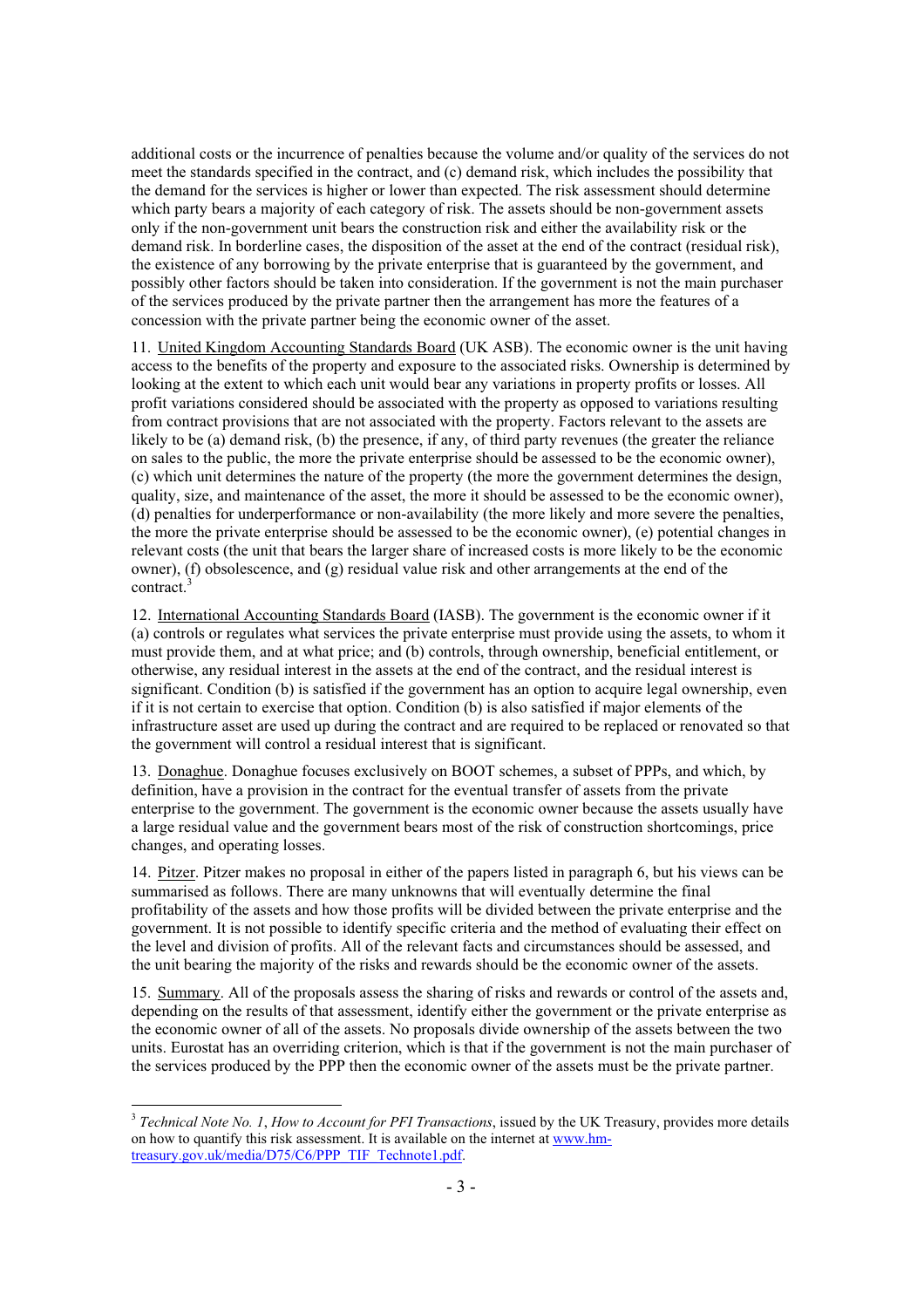additional costs or the incurrence of penalties because the volume and/or quality of the services do not meet the standards specified in the contract, and (c) demand risk, which includes the possibility that the demand for the services is higher or lower than expected. The risk assessment should determine which party bears a majority of each category of risk. The assets should be non-government assets only if the non-government unit bears the construction risk and either the availability risk or the demand risk. In borderline cases, the disposition of the asset at the end of the contract (residual risk), the existence of any borrowing by the private enterprise that is guaranteed by the government, and possibly other factors should be taken into consideration. If the government is not the main purchaser of the services produced by the private partner then the arrangement has more the features of a concession with the private partner being the economic owner of the asset.

11. United Kingdom Accounting Standards Board (UK ASB). The economic owner is the unit having access to the benefits of the property and exposure to the associated risks. Ownership is determined by looking at the extent to which each unit would bear any variations in property profits or losses. All profit variations considered should be associated with the property as opposed to variations resulting from contract provisions that are not associated with the property. Factors relevant to the assets are likely to be (a) demand risk, (b) the presence, if any, of third party revenues (the greater the reliance on sales to the public, the more the private enterprise should be assessed to be the economic owner), (c) which unit determines the nature of the property (the more the government determines the design, quality, size, and maintenance of the asset, the more it should be assessed to be the economic owner), (d) penalties for underperformance or non-availability (the more likely and more severe the penalties, the more the private enterprise should be assessed to be the economic owner), (e) potential changes in relevant costs (the unit that bears the larger share of increased costs is more likely to be the economic owner), (f) obsolescence, and (g) residual value risk and other arrangements at the end of the contract.[3]

12. International Accounting Standards Board (IASB). The government is the economic owner if it (a) controls or regulates what services the private enterprise must provide using the assets, to whom it must provide them, and at what price; and (b) controls, through ownership, beneficial entitlement, or otherwise, any residual interest in the assets at the end of the contract, and the residual interest is significant. Condition (b) is satisfied if the government has an option to acquire legal ownership, even if it is not certain to exercise that option. Condition (b) is also satisfied if major elements of the infrastructure asset are used up during the contract and are required to be replaced or renovated so that the government will control a residual interest that is significant.

13. Donaghue. Donaghue focuses exclusively on BOOT schemes, a subset of PPPs, and which, by definition, have a provision in the contract for the eventual transfer of assets from the private enterprise to the government. The government is the economic owner because the assets usually have a large residual value and the government bears most of the risk of construction shortcomings, price changes, and operating losses.

14. Pitzer. Pitzer makes no proposal in either of the papers listed in paragraph 6, but his views can be summarised as follows. There are many unknowns that will eventually determine the final profitability of the assets and how those profits will be divided between the private enterprise and the government. It is not possible to identify specific criteria and the method of evaluating their effect on the level and division of profits. All of the relevant facts and circumstances should be assessed, and the unit bearing the majority of the risks and rewards should be the economic owner of the assets.

15. Summary. All of the proposals assess the sharing of risks and rewards or control of the assets and, depending on the results of that assessment, identify either the government or the private enterprise as the economic owner of all of the assets. No proposals divide ownership of the assets between the two units. Eurostat has an overriding criterion, which is that if the government is not the main purchaser of the services produced by the PPP then the economic owner of the assets must be the private partner.

---

[3] *Technical Note No. 1*, *How to Account for PFI Transactions*, issued by the UK Treasury, provides more details on how to quantify this risk assessment. It is available on the internet at www.hm-treasury.gov.uk/media/D75/C6/PPP_TIF_Technote1.pdf.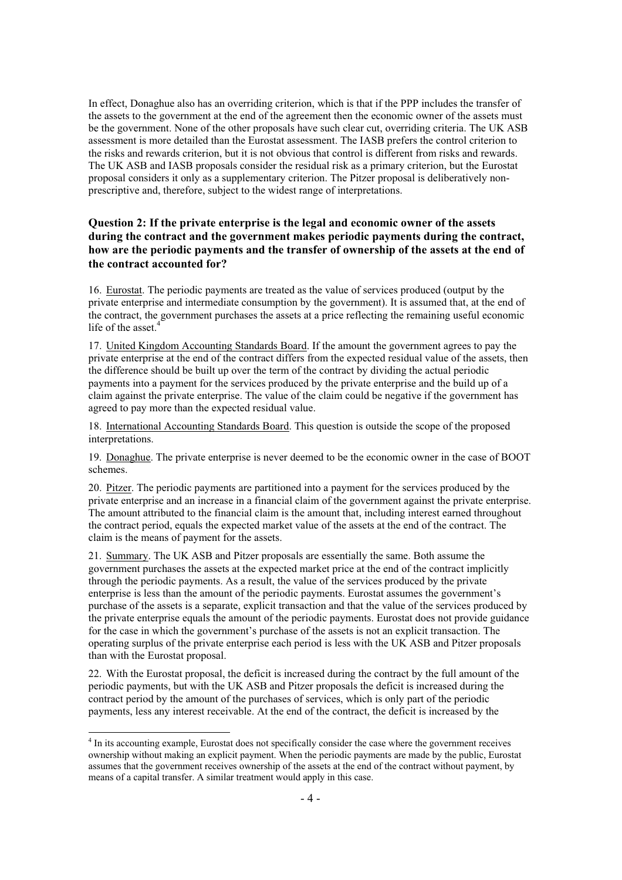In effect, Donaghue also has an overriding criterion, which is that if the PPP includes the transfer of the assets to the government at the end of the agreement then the economic owner of the assets must be the government. None of the other proposals have such clear cut, overriding criteria. The UK ASB assessment is more detailed than the Eurostat assessment. The IASB prefers the control criterion to the risks and rewards criterion, but it is not obvious that control is different from risks and rewards. The UK ASB and IASB proposals consider the residual risk as a primary criterion, but the Eurostat proposal considers it only as a supplementary criterion. The Pitzer proposal is deliberatively non-prescriptive and, therefore, subject to the widest range of interpretations.

### Question 2: If the private enterprise is the legal and economic owner of the assets during the contract and the government makes periodic payments during the contract, how are the periodic payments and the transfer of ownership of the assets at the end of the contract accounted for?

16. Eurostat. The periodic payments are treated as the value of services produced (output by the private enterprise and intermediate consumption by the government). It is assumed that, at the end of the contract, the government purchases the assets at a price reflecting the remaining useful economic life of the asset.[4]

17. United Kingdom Accounting Standards Board. If the amount the government agrees to pay the private enterprise at the end of the contract differs from the expected residual value of the assets, then the difference should be built up over the term of the contract by dividing the actual periodic payments into a payment for the services produced by the private enterprise and the build up of a claim against the private enterprise. The value of the claim could be negative if the government has agreed to pay more than the expected residual value.

18. International Accounting Standards Board. This question is outside the scope of the proposed interpretations.

19. Donaghue. The private enterprise is never deemed to be the economic owner in the case of BOOT schemes.

20. Pitzer. The periodic payments are partitioned into a payment for the services produced by the private enterprise and an increase in a financial claim of the government against the private enterprise. The amount attributed to the financial claim is the amount that, including interest earned throughout the contract period, equals the expected market value of the assets at the end of the contract. The claim is the means of payment for the assets.

21. Summary. The UK ASB and Pitzer proposals are essentially the same. Both assume the government purchases the assets at the expected market price at the end of the contract implicitly through the periodic payments. As a result, the value of the services produced by the private enterprise is less than the amount of the periodic payments. Eurostat assumes the government's purchase of the assets is a separate, explicit transaction and that the value of the services produced by the private enterprise equals the amount of the periodic payments. Eurostat does not provide guidance for the case in which the government's purchase of the assets is not an explicit transaction. The operating surplus of the private enterprise each period is less with the UK ASB and Pitzer proposals than with the Eurostat proposal.

22. With the Eurostat proposal, the deficit is increased during the contract by the full amount of the periodic payments, but with the UK ASB and Pitzer proposals the deficit is increased during the contract period by the amount of the purchases of services, which is only part of the periodic payments, less any interest receivable. At the end of the contract, the deficit is increased by the

---

[4] In its accounting example, Eurostat does not specifically consider the case where the government receives ownership without making an explicit payment. When the periodic payments are made by the public, Eurostat assumes that the government receives ownership of the assets at the end of the contract without payment, by means of a capital transfer. A similar treatment would apply in this case.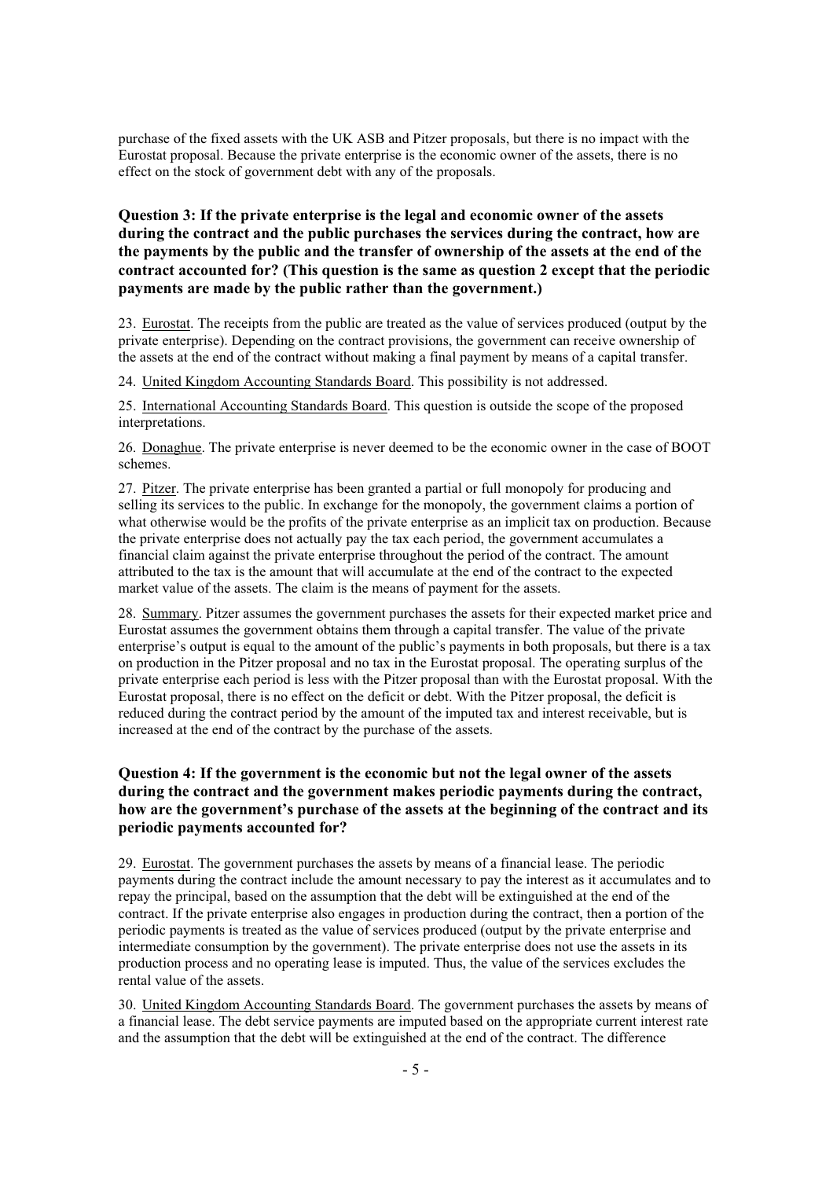purchase of the fixed assets with the UK ASB and Pitzer proposals, but there is no impact with the Eurostat proposal. Because the private enterprise is the economic owner of the assets, there is no effect on the stock of government debt with any of the proposals.

### Question 3: If the private enterprise is the legal and economic owner of the assets during the contract and the public purchases the services during the contract, how are the payments by the public and the transfer of ownership of the assets at the end of the contract accounted for? (This question is the same as question 2 except that the periodic payments are made by the public rather than the government.)

23. Eurostat. The receipts from the public are treated as the value of services produced (output by the private enterprise). Depending on the contract provisions, the government can receive ownership of the assets at the end of the contract without making a final payment by means of a capital transfer.

24. United Kingdom Accounting Standards Board. This possibility is not addressed.

25. International Accounting Standards Board. This question is outside the scope of the proposed interpretations.

26. Donaghue. The private enterprise is never deemed to be the economic owner in the case of BOOT schemes.

27. Pitzer. The private enterprise has been granted a partial or full monopoly for producing and selling its services to the public. In exchange for the monopoly, the government claims a portion of what otherwise would be the profits of the private enterprise as an implicit tax on production. Because the private enterprise does not actually pay the tax each period, the government accumulates a financial claim against the private enterprise throughout the period of the contract. The amount attributed to the tax is the amount that will accumulate at the end of the contract to the expected market value of the assets. The claim is the means of payment for the assets.

28. Summary. Pitzer assumes the government purchases the assets for their expected market price and Eurostat assumes the government obtains them through a capital transfer. The value of the private enterprise's output is equal to the amount of the public's payments in both proposals, but there is a tax on production in the Pitzer proposal and no tax in the Eurostat proposal. The operating surplus of the private enterprise each period is less with the Pitzer proposal than with the Eurostat proposal. With the Eurostat proposal, there is no effect on the deficit or debt. With the Pitzer proposal, the deficit is reduced during the contract period by the amount of the imputed tax and interest receivable, but is increased at the end of the contract by the purchase of the assets.

### Question 4: If the government is the economic but not the legal owner of the assets during the contract and the government makes periodic payments during the contract, how are the government's purchase of the assets at the beginning of the contract and its periodic payments accounted for?

29. Eurostat. The government purchases the assets by means of a financial lease. The periodic payments during the contract include the amount necessary to pay the interest as it accumulates and to repay the principal, based on the assumption that the debt will be extinguished at the end of the contract. If the private enterprise also engages in production during the contract, then a portion of the periodic payments is treated as the value of services produced (output by the private enterprise and intermediate consumption by the government). The private enterprise does not use the assets in its production process and no operating lease is imputed. Thus, the value of the services excludes the rental value of the assets.

30. United Kingdom Accounting Standards Board. The government purchases the assets by means of a financial lease. The debt service payments are imputed based on the appropriate current interest rate and the assumption that the debt will be extinguished at the end of the contract. The difference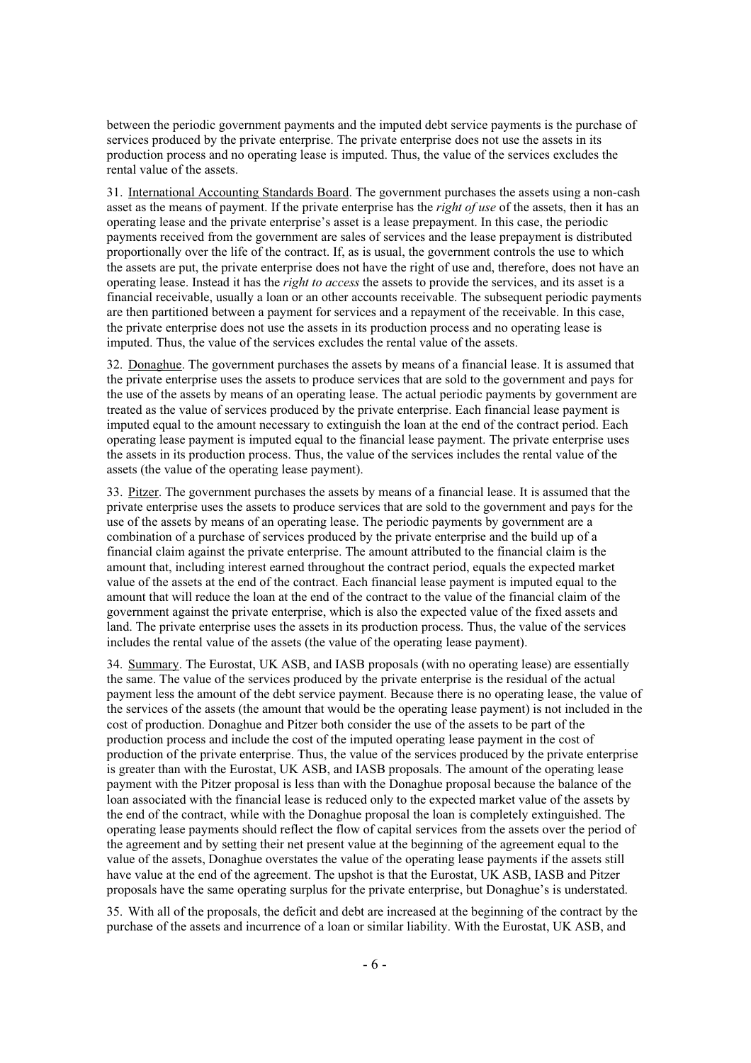between the periodic government payments and the imputed debt service payments is the purchase of services produced by the private enterprise. The private enterprise does not use the assets in its production process and no operating lease is imputed. Thus, the value of the services excludes the rental value of the assets.

31. International Accounting Standards Board. The government purchases the assets using a non-cash asset as the means of payment. If the private enterprise has the *right of use* of the assets, then it has an operating lease and the private enterprise's asset is a lease prepayment. In this case, the periodic payments received from the government are sales of services and the lease prepayment is distributed proportionally over the life of the contract. If, as is usual, the government controls the use to which the assets are put, the private enterprise does not have the right of use and, therefore, does not have an operating lease. Instead it has the *right to access* the assets to provide the services, and its asset is a financial receivable, usually a loan or an other accounts receivable. The subsequent periodic payments are then partitioned between a payment for services and a repayment of the receivable. In this case, the private enterprise does not use the assets in its production process and no operating lease is imputed. Thus, the value of the services excludes the rental value of the assets.

32. Donaghue. The government purchases the assets by means of a financial lease. It is assumed that the private enterprise uses the assets to produce services that are sold to the government and pays for the use of the assets by means of an operating lease. The actual periodic payments by government are treated as the value of services produced by the private enterprise. Each financial lease payment is imputed equal to the amount necessary to extinguish the loan at the end of the contract period. Each operating lease payment is imputed equal to the financial lease payment. The private enterprise uses the assets in its production process. Thus, the value of the services includes the rental value of the assets (the value of the operating lease payment).

33. Pitzer. The government purchases the assets by means of a financial lease. It is assumed that the private enterprise uses the assets to produce services that are sold to the government and pays for the use of the assets by means of an operating lease. The periodic payments by government are a combination of a purchase of services produced by the private enterprise and the build up of a financial claim against the private enterprise. The amount attributed to the financial claim is the amount that, including interest earned throughout the contract period, equals the expected market value of the assets at the end of the contract. Each financial lease payment is imputed equal to the amount that will reduce the loan at the end of the contract to the value of the financial claim of the government against the private enterprise, which is also the expected value of the fixed assets and land. The private enterprise uses the assets in its production process. Thus, the value of the services includes the rental value of the assets (the value of the operating lease payment).

34. Summary. The Eurostat, UK ASB, and IASB proposals (with no operating lease) are essentially the same. The value of the services produced by the private enterprise is the residual of the actual payment less the amount of the debt service payment. Because there is no operating lease, the value of the services of the assets (the amount that would be the operating lease payment) is not included in the cost of production. Donaghue and Pitzer both consider the use of the assets to be part of the production process and include the cost of the imputed operating lease payment in the cost of production of the private enterprise. Thus, the value of the services produced by the private enterprise is greater than with the Eurostat, UK ASB, and IASB proposals. The amount of the operating lease payment with the Pitzer proposal is less than with the Donaghue proposal because the balance of the loan associated with the financial lease is reduced only to the expected market value of the assets by the end of the contract, while with the Donaghue proposal the loan is completely extinguished. The operating lease payments should reflect the flow of capital services from the assets over the period of the agreement and by setting their net present value at the beginning of the agreement equal to the value of the assets, Donaghue overstates the value of the operating lease payments if the assets still have value at the end of the agreement. The upshot is that the Eurostat, UK ASB, IASB and Pitzer proposals have the same operating surplus for the private enterprise, but Donaghue's is understated.

35. With all of the proposals, the deficit and debt are increased at the beginning of the contract by the purchase of the assets and incurrence of a loan or similar liability. With the Eurostat, UK ASB, and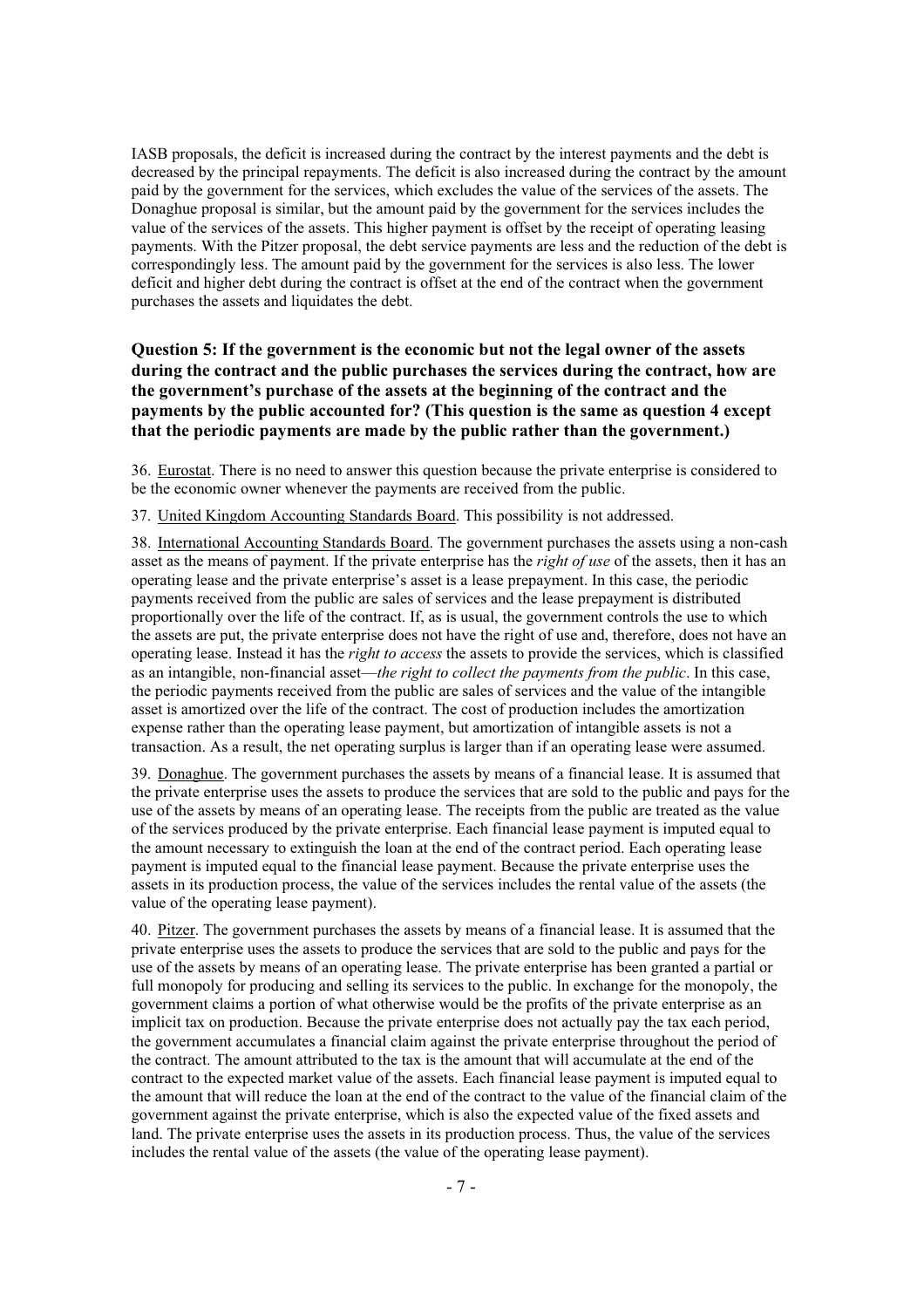IASB proposals, the deficit is increased during the contract by the interest payments and the debt is decreased by the principal repayments. The deficit is also increased during the contract by the amount paid by the government for the services, which excludes the value of the services of the assets. The Donaghue proposal is similar, but the amount paid by the government for the services includes the value of the services of the assets. This higher payment is offset by the receipt of operating leasing payments. With the Pitzer proposal, the debt service payments are less and the reduction of the debt is correspondingly less. The amount paid by the government for the services is also less. The lower deficit and higher debt during the contract is offset at the end of the contract when the government purchases the assets and liquidates the debt.

### Question 5: If the government is the economic but not the legal owner of the assets during the contract and the public purchases the services during the contract, how are the government's purchase of the assets at the beginning of the contract and the payments by the public accounted for? (This question is the same as question 4 except that the periodic payments are made by the public rather than the government.)

36. Eurostat. There is no need to answer this question because the private enterprise is considered to be the economic owner whenever the payments are received from the public.

37. United Kingdom Accounting Standards Board. This possibility is not addressed.

38. International Accounting Standards Board. The government purchases the assets using a non-cash asset as the means of payment. If the private enterprise has the *right of use* of the assets, then it has an operating lease and the private enterprise's asset is a lease prepayment. In this case, the periodic payments received from the public are sales of services and the lease prepayment is distributed proportionally over the life of the contract. If, as is usual, the government controls the use to which the assets are put, the private enterprise does not have the right of use and, therefore, does not have an operating lease. Instead it has the *right to access* the assets to provide the services, which is classified as an intangible, non-financial asset—*the right to collect the payments from the public*. In this case, the periodic payments received from the public are sales of services and the value of the intangible asset is amortized over the life of the contract. The cost of production includes the amortization expense rather than the operating lease payment, but amortization of intangible assets is not a transaction. As a result, the net operating surplus is larger than if an operating lease were assumed.

39. Donaghue. The government purchases the assets by means of a financial lease. It is assumed that the private enterprise uses the assets to produce the services that are sold to the public and pays for the use of the assets by means of an operating lease. The receipts from the public are treated as the value of the services produced by the private enterprise. Each financial lease payment is imputed equal to the amount necessary to extinguish the loan at the end of the contract period. Each operating lease payment is imputed equal to the financial lease payment. Because the private enterprise uses the assets in its production process, the value of the services includes the rental value of the assets (the value of the operating lease payment).

40. Pitzer. The government purchases the assets by means of a financial lease. It is assumed that the private enterprise uses the assets to produce the services that are sold to the public and pays for the use of the assets by means of an operating lease. The private enterprise has been granted a partial or full monopoly for producing and selling its services to the public. In exchange for the monopoly, the government claims a portion of what otherwise would be the profits of the private enterprise as an implicit tax on production. Because the private enterprise does not actually pay the tax each period, the government accumulates a financial claim against the private enterprise throughout the period of the contract. The amount attributed to the tax is the amount that will accumulate at the end of the contract to the expected market value of the assets. Each financial lease payment is imputed equal to the amount that will reduce the loan at the end of the contract to the value of the financial claim of the government against the private enterprise, which is also the expected value of the fixed assets and land. The private enterprise uses the assets in its production process. Thus, the value of the services includes the rental value of the assets (the value of the operating lease payment).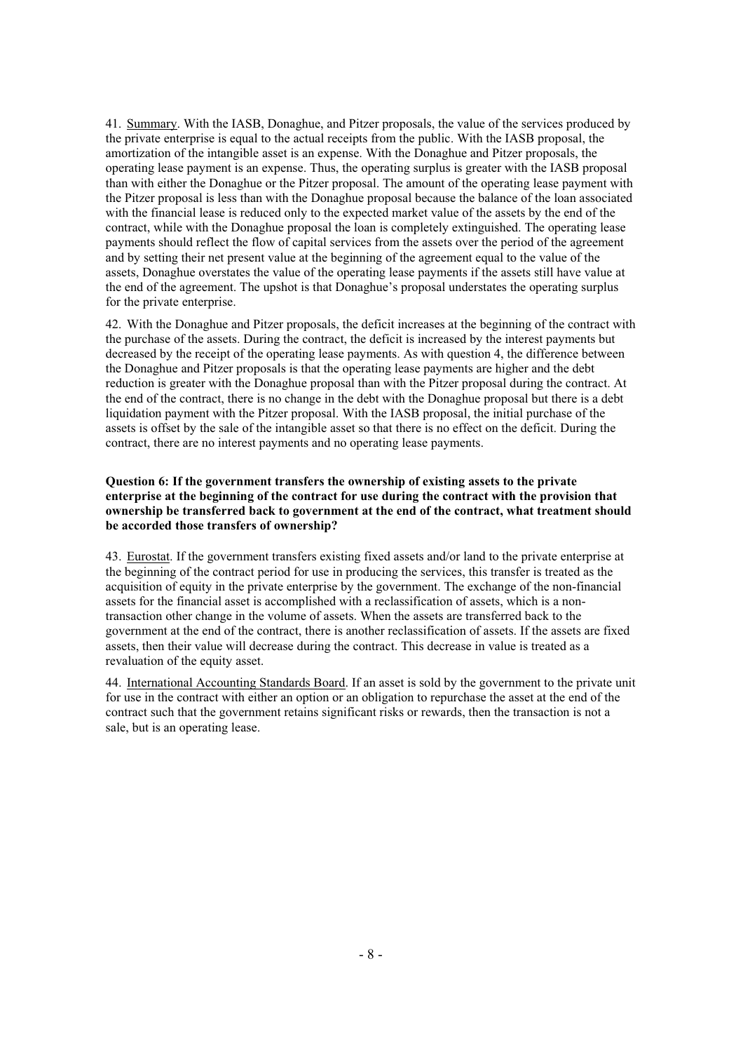41. Summary. With the IASB, Donaghue, and Pitzer proposals, the value of the services produced by the private enterprise is equal to the actual receipts from the public. With the IASB proposal, the amortization of the intangible asset is an expense. With the Donaghue and Pitzer proposals, the operating lease payment is an expense. Thus, the operating surplus is greater with the IASB proposal than with either the Donaghue or the Pitzer proposal. The amount of the operating lease payment with the Pitzer proposal is less than with the Donaghue proposal because the balance of the loan associated with the financial lease is reduced only to the expected market value of the assets by the end of the contract, while with the Donaghue proposal the loan is completely extinguished. The operating lease payments should reflect the flow of capital services from the assets over the period of the agreement and by setting their net present value at the beginning of the agreement equal to the value of the assets, Donaghue overstates the value of the operating lease payments if the assets still have value at the end of the agreement. The upshot is that Donaghue's proposal understates the operating surplus for the private enterprise.

42. With the Donaghue and Pitzer proposals, the deficit increases at the beginning of the contract with the purchase of the assets. During the contract, the deficit is increased by the interest payments but decreased by the receipt of the operating lease payments. As with question 4, the difference between the Donaghue and Pitzer proposals is that the operating lease payments are higher and the debt reduction is greater with the Donaghue proposal than with the Pitzer proposal during the contract. At the end of the contract, there is no change in the debt with the Donaghue proposal but there is a debt liquidation payment with the Pitzer proposal. With the IASB proposal, the initial purchase of the assets is offset by the sale of the intangible asset so that there is no effect on the deficit. During the contract, there are no interest payments and no operating lease payments.

**Question 6: If the government transfers the ownership of existing assets to the private enterprise at the beginning of the contract for use during the contract with the provision that ownership be transferred back to government at the end of the contract, what treatment should be accorded those transfers of ownership?**

43. Eurostat. If the government transfers existing fixed assets and/or land to the private enterprise at the beginning of the contract period for use in producing the services, this transfer is treated as the acquisition of equity in the private enterprise by the government. The exchange of the non-financial assets for the financial asset is accomplished with a reclassification of assets, which is a non-transaction other change in the volume of assets. When the assets are transferred back to the government at the end of the contract, there is another reclassification of assets. If the assets are fixed assets, then their value will decrease during the contract. This decrease in value is treated as a revaluation of the equity asset.

44. International Accounting Standards Board. If an asset is sold by the government to the private unit for use in the contract with either an option or an obligation to repurchase the asset at the end of the contract such that the government retains significant risks or rewards, then the transaction is not a sale, but is an operating lease.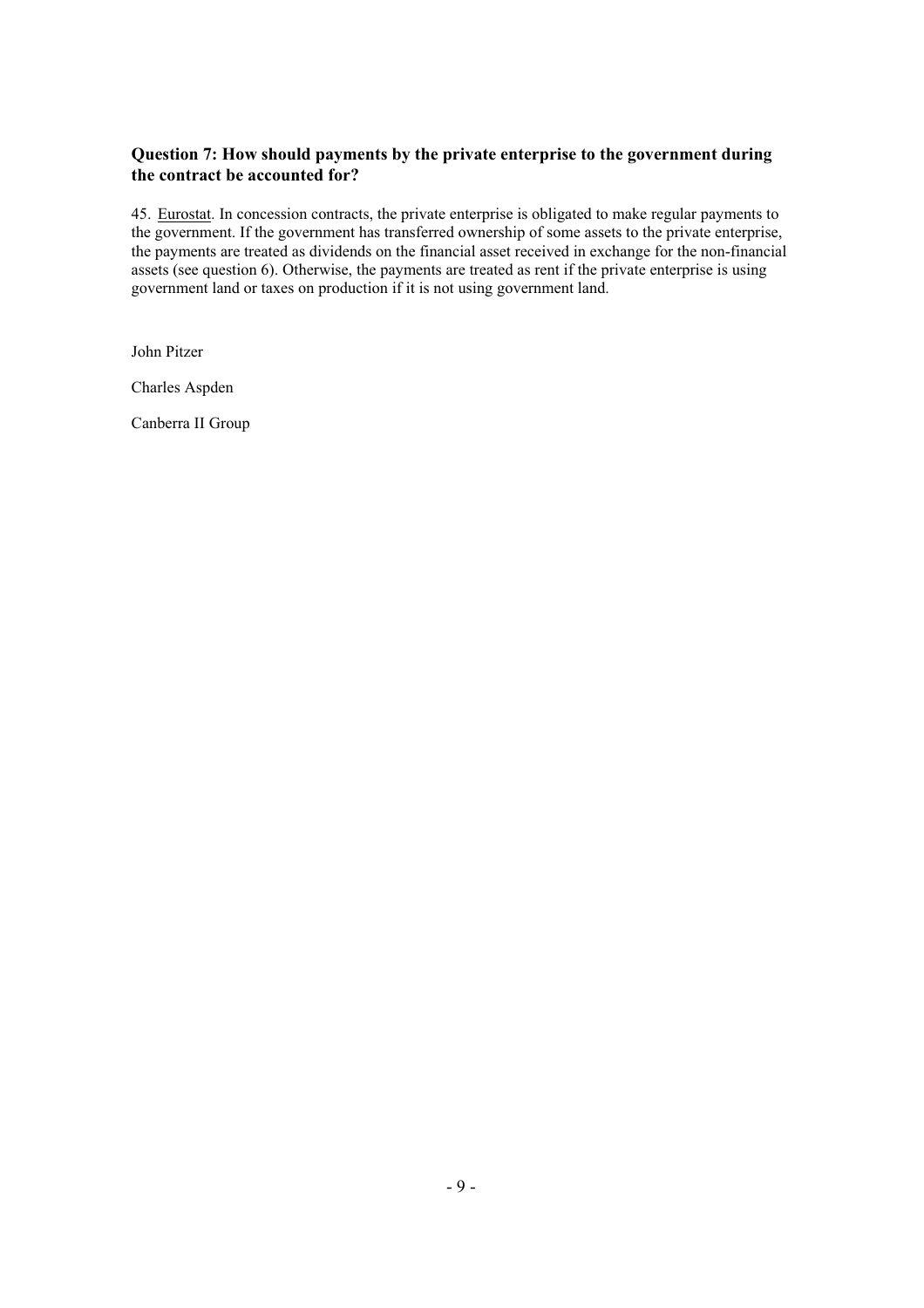### Question 7: How should payments by the private enterprise to the government during the contract be accounted for?

45. Eurostat. In concession contracts, the private enterprise is obligated to make regular payments to the government. If the government has transferred ownership of some assets to the private enterprise, the payments are treated as dividends on the financial asset received in exchange for the non-financial assets (see question 6). Otherwise, the payments are treated as rent if the private enterprise is using government land or taxes on production if it is not using government land.

John Pitzer

Charles Aspden

Canberra II Group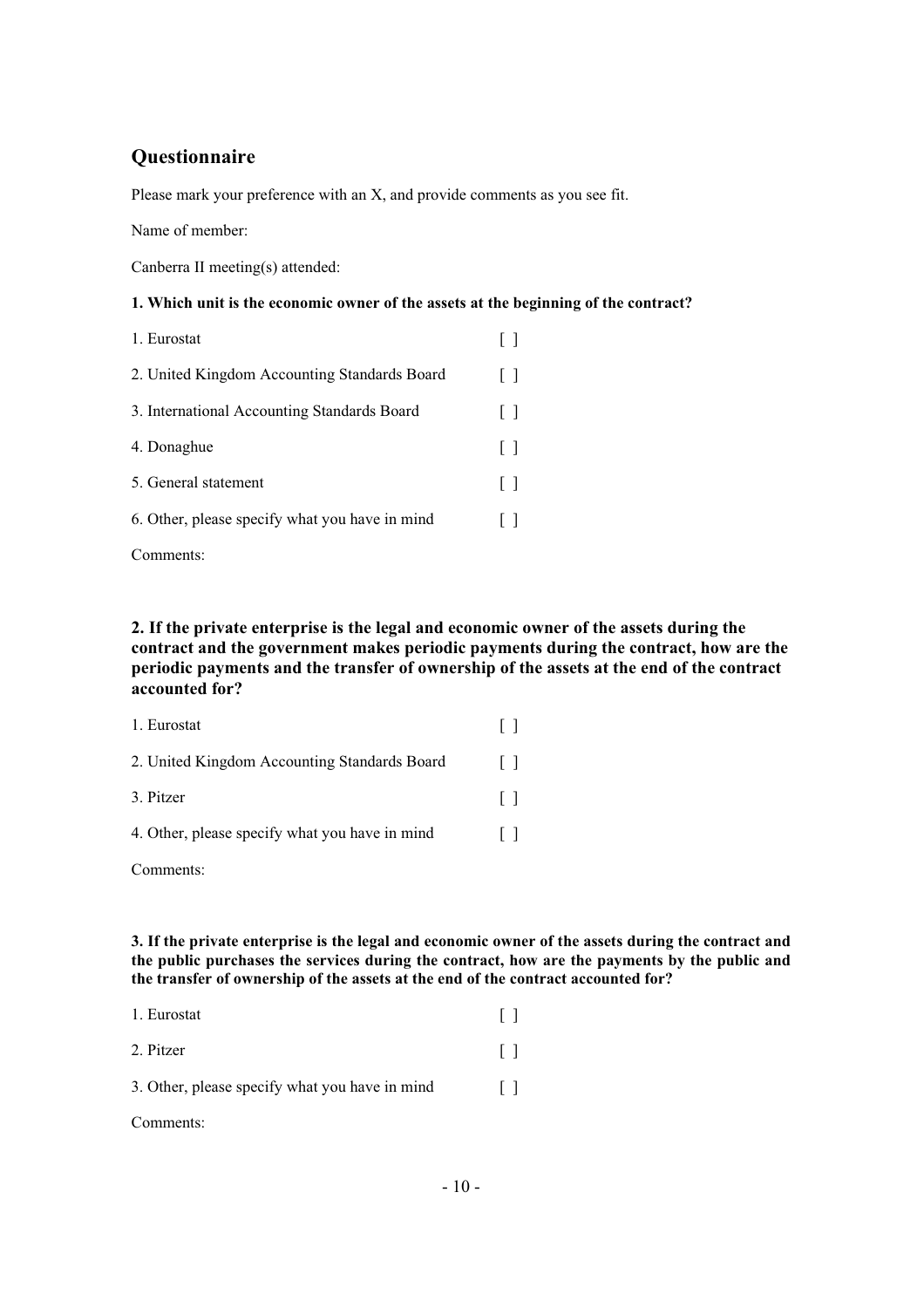## Questionnaire

Please mark your preference with an X, and provide comments as you see fit.

Name of member:

Canberra II meeting(s) attended:

**1. Which unit is the economic owner of the assets at the beginning of the contract?**

| | |
|---|---|
| 1. Eurostat | [ ] |
| 2. United Kingdom Accounting Standards Board | [ ] |
| 3. International Accounting Standards Board | [ ] |
| 4. Donaghue | [ ] |
| 5. General statement | [ ] |
| 6. Other, please specify what you have in mind | [ ] |

Comments:

**2. If the private enterprise is the legal and economic owner of the assets during the contract and the government makes periodic payments during the contract, how are the periodic payments and the transfer of ownership of the assets at the end of the contract accounted for?**

| | |
|---|---|
| 1. Eurostat | [ ] |
| 2. United Kingdom Accounting Standards Board | [ ] |
| 3. Pitzer | [ ] |
| 4. Other, please specify what you have in mind | [ ] |

Comments:

**3. If the private enterprise is the legal and economic owner of the assets during the contract and the public purchases the services during the contract, how are the payments by the public and the transfer of ownership of the assets at the end of the contract accounted for?**

| | |
|---|---|
| 1. Eurostat | [ ] |
| 2. Pitzer | [ ] |
| 3. Other, please specify what you have in mind | [ ] |

Comments: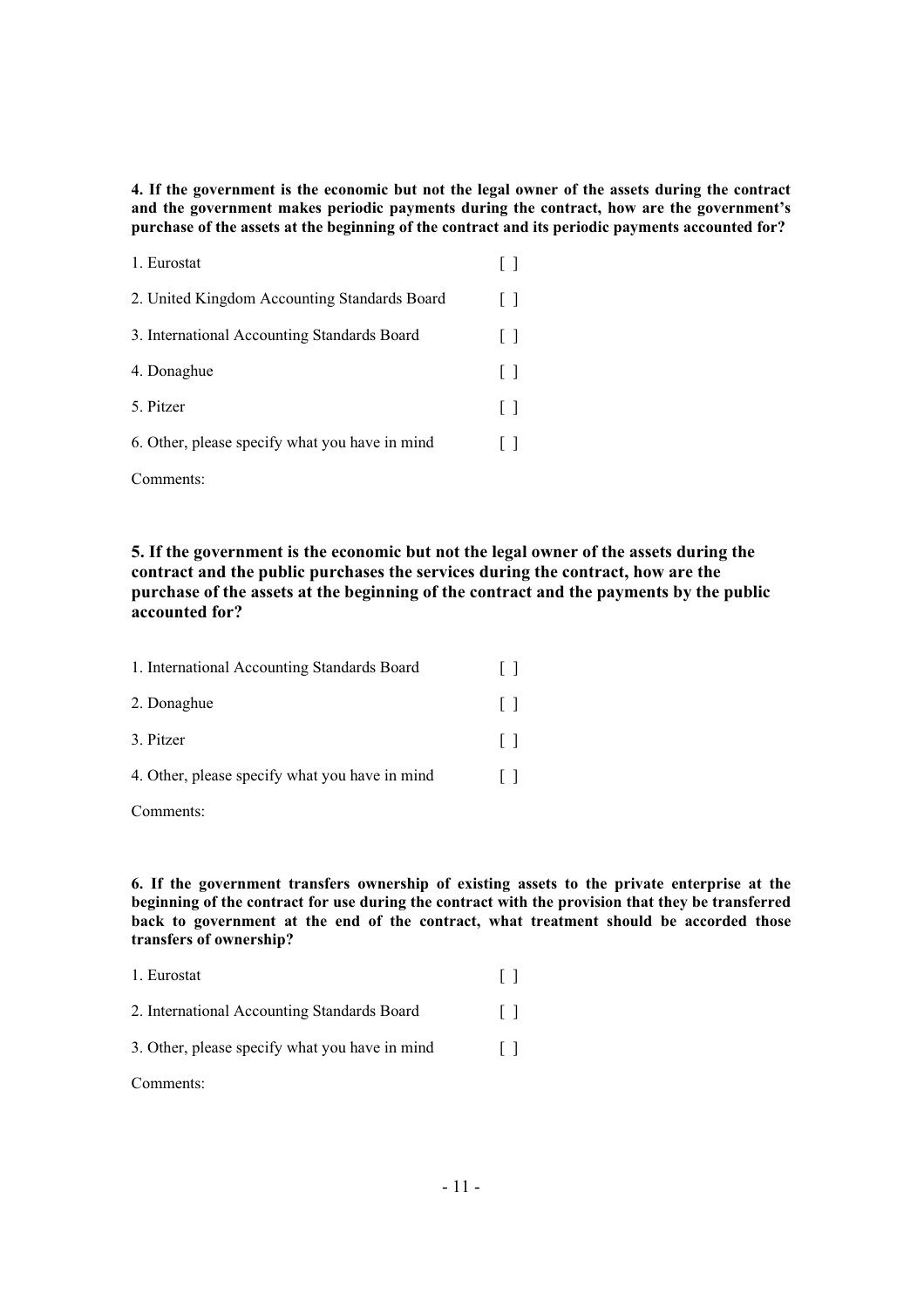**4. If the government is the economic but not the legal owner of the assets during the contract and the government makes periodic payments during the contract, how are the government's purchase of the assets at the beginning of the contract and its periodic payments accounted for?**

1. Eurostat [ ]

2. United Kingdom Accounting Standards Board [ ]

3. International Accounting Standards Board [ ]

4. Donaghue [ ]

5. Pitzer [ ]

6. Other, please specify what you have in mind [ ]

Comments:

**5. If the government is the economic but not the legal owner of the assets during the contract and the public purchases the services during the contract, how are the purchase of the assets at the beginning of the contract and the payments by the public accounted for?**

1. International Accounting Standards Board [ ]

2. Donaghue [ ]

3. Pitzer [ ]

4. Other, please specify what you have in mind [ ]

Comments:

**6. If the government transfers ownership of existing assets to the private enterprise at the beginning of the contract for use during the contract with the provision that they be transferred back to government at the end of the contract, what treatment should be accorded those transfers of ownership?**

1. Eurostat [ ]

2. International Accounting Standards Board [ ]

3. Other, please specify what you have in mind [ ]

Comments: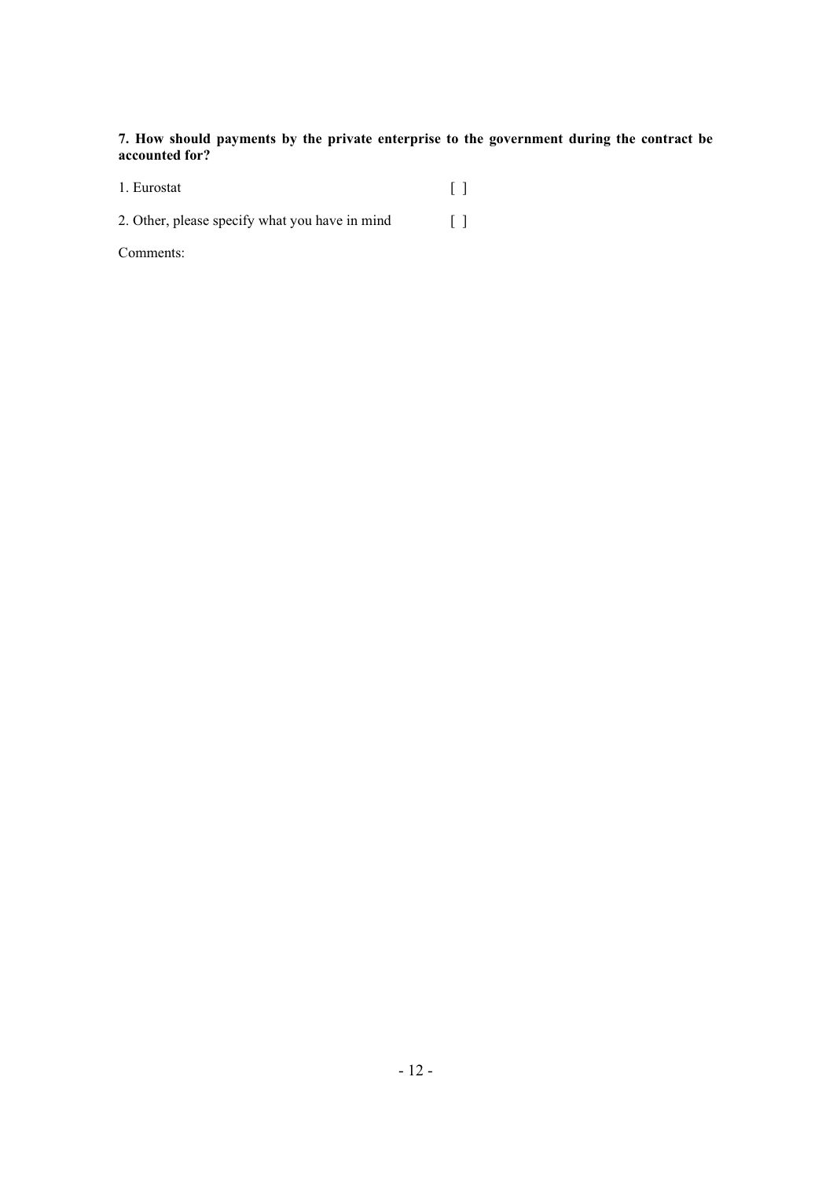**7. How should payments by the private enterprise to the government during the contract be accounted for?**

1. Eurostat [ ]

2. Other, please specify what you have in mind [ ]

Comments: